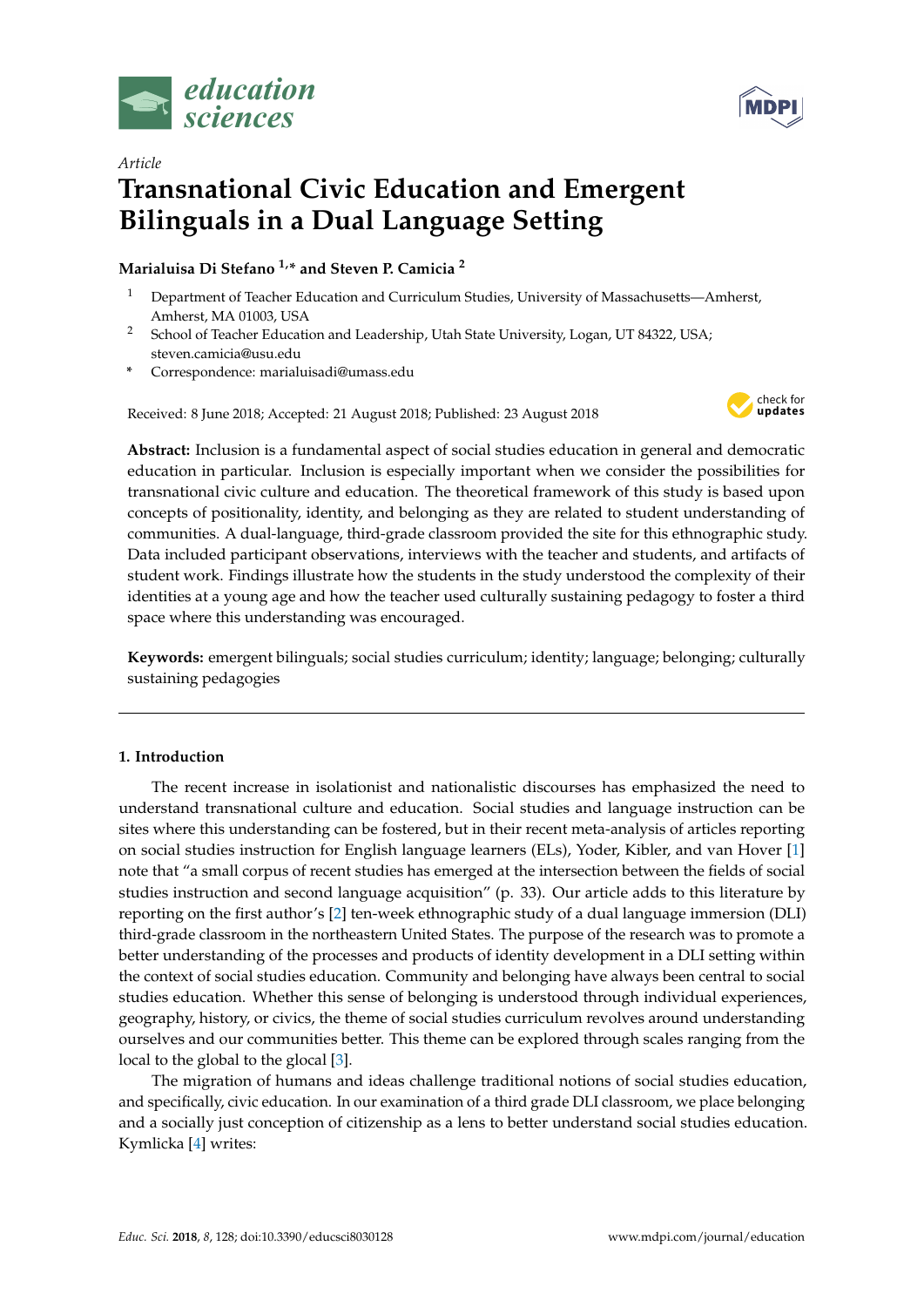Article

# Transnational Civic Education and Emergent Bilinguals in a Dual Language Setting

**Marialuisa Di Stefano [1,*] and Steven P. Camicia [2]**

1 Department of Teacher Education and Curriculum Studies, University of Massachusetts—Amherst, Amherst, MA 01003, USA
2 School of Teacher Education and Leadership, Utah State University, Logan, UT 84322, USA; steven.camicia@usu.edu
\* Correspondence: marialuisadi@umass.edu

Received: 8 June 2018; Accepted: 21 August 2018; Published: 23 August 2018

**Abstract:** Inclusion is a fundamental aspect of social studies education in general and democratic education in particular. Inclusion is especially important when we consider the possibilities for transnational civic culture and education. The theoretical framework of this study is based upon concepts of positionality, identity, and belonging as they are related to student understanding of communities. A dual-language, third-grade classroom provided the site for this ethnographic study. Data included participant observations, interviews with the teacher and students, and artifacts of student work. Findings illustrate how the students in the study understood the complexity of their identities at a young age and how the teacher used culturally sustaining pedagogy to foster a third space where this understanding was encouraged.

**Keywords:** emergent bilinguals; social studies curriculum; identity; language; belonging; culturally sustaining pedagogies

## 1. Introduction

The recent increase in isolationist and nationalistic discourses has emphasized the need to understand transnational culture and education. Social studies and language instruction can be sites where this understanding can be fostered, but in their recent meta-analysis of articles reporting on social studies instruction for English language learners (ELs), Yoder, Kibler, and van Hover [1] note that "a small corpus of recent studies has emerged at the intersection between the fields of social studies instruction and second language acquisition" (p. 33). Our article adds to this literature by reporting on the first author's [2] ten-week ethnographic study of a dual language immersion (DLI) third-grade classroom in the northeastern United States. The purpose of the research was to promote a better understanding of the processes and products of identity development in a DLI setting within the context of social studies education. Community and belonging have always been central to social studies education. Whether this sense of belonging is understood through individual experiences, geography, history, or civics, the theme of social studies curriculum revolves around understanding ourselves and our communities better. This theme can be explored through scales ranging from the local to the global to the glocal [3].

The migration of humans and ideas challenge traditional notions of social studies education, and specifically, civic education. In our examination of a third grade DLI classroom, we place belonging and a socially just conception of citizenship as a lens to better understand social studies education. Kymlicka [4] writes: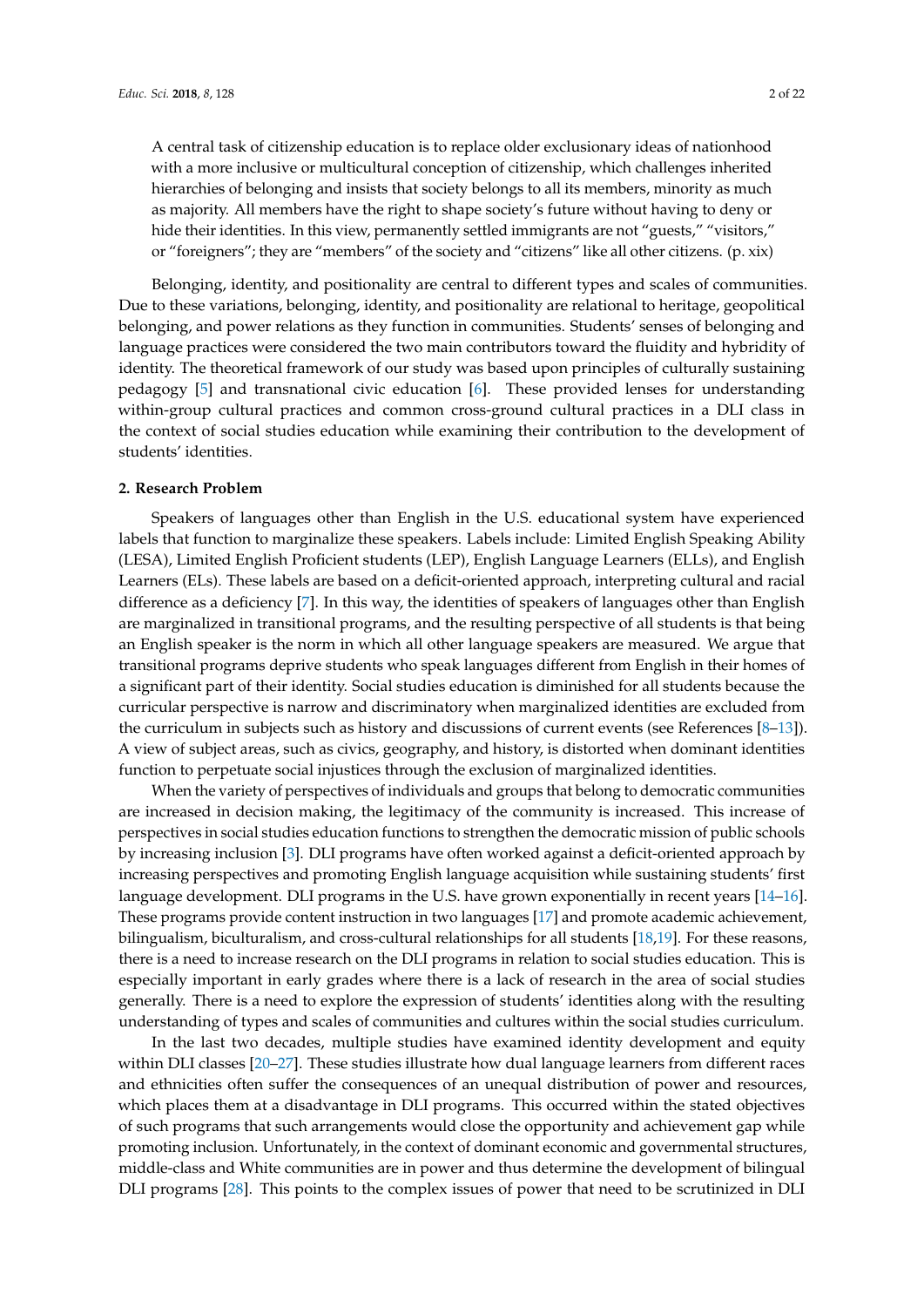> A central task of citizenship education is to replace older exclusionary ideas of nationhood with a more inclusive or multicultural conception of citizenship, which challenges inherited hierarchies of belonging and insists that society belongs to all its members, minority as much as majority. All members have the right to shape society's future without having to deny or hide their identities. In this view, permanently settled immigrants are not "guests," "visitors," or "foreigners"; they are "members" of the society and "citizens" like all other citizens. (p. xix)

Belonging, identity, and positionality are central to different types and scales of communities. Due to these variations, belonging, identity, and positionality are relational to heritage, geopolitical belonging, and power relations as they function in communities. Students' senses of belonging and language practices were considered the two main contributors toward the fluidity and hybridity of identity. The theoretical framework of our study was based upon principles of culturally sustaining pedagogy [5] and transnational civic education [6]. These provided lenses for understanding within-group cultural practices and common cross-ground cultural practices in a DLI class in the context of social studies education while examining their contribution to the development of students' identities.

## 2. Research Problem

Speakers of languages other than English in the U.S. educational system have experienced labels that function to marginalize these speakers. Labels include: Limited English Speaking Ability (LESA), Limited English Proficient students (LEP), English Language Learners (ELLs), and English Learners (ELs). These labels are based on a deficit-oriented approach, interpreting cultural and racial difference as a deficiency [7]. In this way, the identities of speakers of languages other than English are marginalized in transitional programs, and the resulting perspective of all students is that being an English speaker is the norm in which all other language speakers are measured. We argue that transitional programs deprive students who speak languages different from English in their homes of a significant part of their identity. Social studies education is diminished for all students because the curricular perspective is narrow and discriminatory when marginalized identities are excluded from the curriculum in subjects such as history and discussions of current events (see References [8–13]). A view of subject areas, such as civics, geography, and history, is distorted when dominant identities function to perpetuate social injustices through the exclusion of marginalized identities.

When the variety of perspectives of individuals and groups that belong to democratic communities are increased in decision making, the legitimacy of the community is increased. This increase of perspectives in social studies education functions to strengthen the democratic mission of public schools by increasing inclusion [3]. DLI programs have often worked against a deficit-oriented approach by increasing perspectives and promoting English language acquisition while sustaining students' first language development. DLI programs in the U.S. have grown exponentially in recent years [14–16]. These programs provide content instruction in two languages [17] and promote academic achievement, bilingualism, biculturalism, and cross-cultural relationships for all students [18,19]. For these reasons, there is a need to increase research on the DLI programs in relation to social studies education. This is especially important in early grades where there is a lack of research in the area of social studies generally. There is a need to explore the expression of students' identities along with the resulting understanding of types and scales of communities and cultures within the social studies curriculum.

In the last two decades, multiple studies have examined identity development and equity within DLI classes [20–27]. These studies illustrate how dual language learners from different races and ethnicities often suffer the consequences of an unequal distribution of power and resources, which places them at a disadvantage in DLI programs. This occurred within the stated objectives of such programs that such arrangements would close the opportunity and achievement gap while promoting inclusion. Unfortunately, in the context of dominant economic and governmental structures, middle-class and White communities are in power and thus determine the development of bilingual DLI programs [28]. This points to the complex issues of power that need to be scrutinized in DLI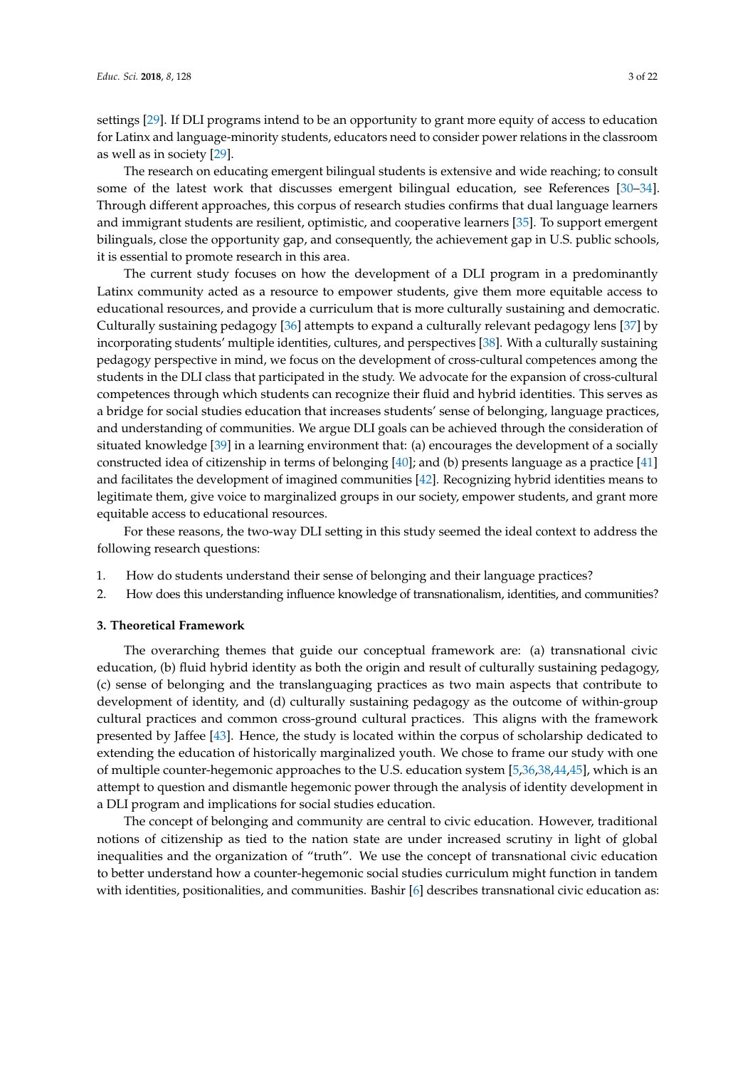settings [29]. If DLI programs intend to be an opportunity to grant more equity of access to education for Latinx and language-minority students, educators need to consider power relations in the classroom as well as in society [29].

The research on educating emergent bilingual students is extensive and wide reaching; to consult some of the latest work that discusses emergent bilingual education, see References [30–34]. Through different approaches, this corpus of research studies confirms that dual language learners and immigrant students are resilient, optimistic, and cooperative learners [35]. To support emergent bilinguals, close the opportunity gap, and consequently, the achievement gap in U.S. public schools, it is essential to promote research in this area.

The current study focuses on how the development of a DLI program in a predominantly Latinx community acted as a resource to empower students, give them more equitable access to educational resources, and provide a curriculum that is more culturally sustaining and democratic. Culturally sustaining pedagogy [36] attempts to expand a culturally relevant pedagogy lens [37] by incorporating students' multiple identities, cultures, and perspectives [38]. With a culturally sustaining pedagogy perspective in mind, we focus on the development of cross-cultural competences among the students in the DLI class that participated in the study. We advocate for the expansion of cross-cultural competences through which students can recognize their fluid and hybrid identities. This serves as a bridge for social studies education that increases students' sense of belonging, language practices, and understanding of communities. We argue DLI goals can be achieved through the consideration of situated knowledge [39] in a learning environment that: (a) encourages the development of a socially constructed idea of citizenship in terms of belonging [40]; and (b) presents language as a practice [41] and facilitates the development of imagined communities [42]. Recognizing hybrid identities means to legitimate them, give voice to marginalized groups in our society, empower students, and grant more equitable access to educational resources.

For these reasons, the two-way DLI setting in this study seemed the ideal context to address the following research questions:

1. How do students understand their sense of belonging and their language practices?
2. How does this understanding influence knowledge of transnationalism, identities, and communities?

## 3. Theoretical Framework

The overarching themes that guide our conceptual framework are: (a) transnational civic education, (b) fluid hybrid identity as both the origin and result of culturally sustaining pedagogy, (c) sense of belonging and the translanguaging practices as two main aspects that contribute to development of identity, and (d) culturally sustaining pedagogy as the outcome of within-group cultural practices and common cross-ground cultural practices. This aligns with the framework presented by Jaffee [43]. Hence, the study is located within the corpus of scholarship dedicated to extending the education of historically marginalized youth. We chose to frame our study with one of multiple counter-hegemonic approaches to the U.S. education system [5,36,38,44,45], which is an attempt to question and dismantle hegemonic power through the analysis of identity development in a DLI program and implications for social studies education.

The concept of belonging and community are central to civic education. However, traditional notions of citizenship as tied to the nation state are under increased scrutiny in light of global inequalities and the organization of "truth". We use the concept of transnational civic education to better understand how a counter-hegemonic social studies curriculum might function in tandem with identities, positionalities, and communities. Bashir [6] describes transnational civic education as: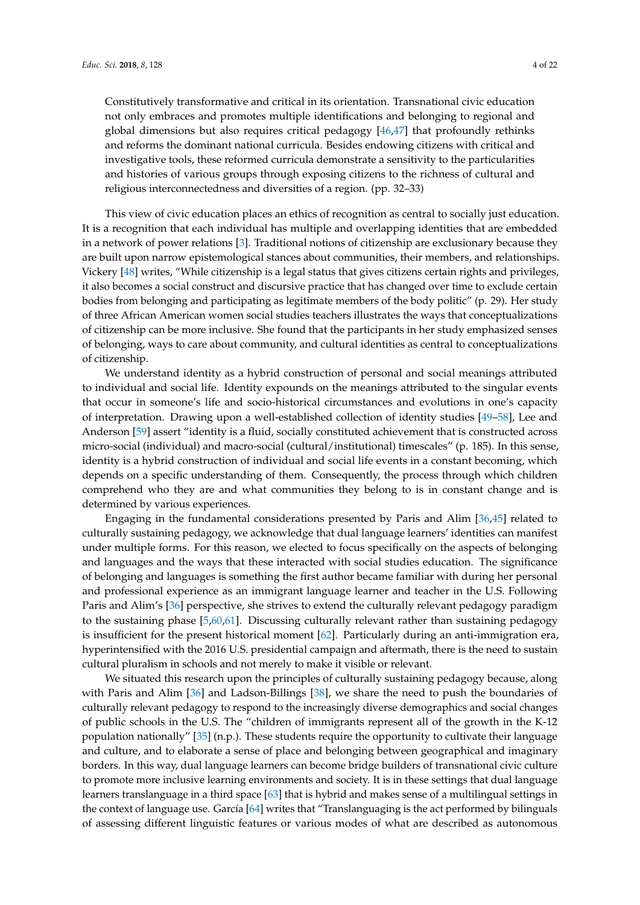> Constitutively transformative and critical in its orientation. Transnational civic education not only embraces and promotes multiple identifications and belonging to regional and global dimensions but also requires critical pedagogy [46,47] that profoundly rethinks and reforms the dominant national curricula. Besides endowing citizens with critical and investigative tools, these reformed curricula demonstrate a sensitivity to the particularities and histories of various groups through exposing citizens to the richness of cultural and religious interconnectedness and diversities of a region. (pp. 32–33)

This view of civic education places an ethics of recognition as central to socially just education. It is a recognition that each individual has multiple and overlapping identities that are embedded in a network of power relations [3]. Traditional notions of citizenship are exclusionary because they are built upon narrow epistemological stances about communities, their members, and relationships. Vickery [48] writes, "While citizenship is a legal status that gives citizens certain rights and privileges, it also becomes a social construct and discursive practice that has changed over time to exclude certain bodies from belonging and participating as legitimate members of the body politic" (p. 29). Her study of three African American women social studies teachers illustrates the ways that conceptualizations of citizenship can be more inclusive. She found that the participants in her study emphasized senses of belonging, ways to care about community, and cultural identities as central to conceptualizations of citizenship.

We understand identity as a hybrid construction of personal and social meanings attributed to individual and social life. Identity expounds on the meanings attributed to the singular events that occur in someone's life and socio-historical circumstances and evolutions in one's capacity of interpretation. Drawing upon a well-established collection of identity studies [49–58], Lee and Anderson [59] assert "identity is a fluid, socially constituted achievement that is constructed across micro-social (individual) and macro-social (cultural/institutional) timescales" (p. 185). In this sense, identity is a hybrid construction of individual and social life events in a constant becoming, which depends on a specific understanding of them. Consequently, the process through which children comprehend who they are and what communities they belong to is in constant change and is determined by various experiences.

Engaging in the fundamental considerations presented by Paris and Alim [36,45] related to culturally sustaining pedagogy, we acknowledge that dual language learners' identities can manifest under multiple forms. For this reason, we elected to focus specifically on the aspects of belonging and languages and the ways that these interacted with social studies education. The significance of belonging and languages is something the first author became familiar with during her personal and professional experience as an immigrant language learner and teacher in the U.S. Following Paris and Alim's [36] perspective, she strives to extend the culturally relevant pedagogy paradigm to the sustaining phase [5,60,61]. Discussing culturally relevant rather than sustaining pedagogy is insufficient for the present historical moment [62]. Particularly during an anti-immigration era, hyperintensified with the 2016 U.S. presidential campaign and aftermath, there is the need to sustain cultural pluralism in schools and not merely to make it visible or relevant.

We situated this research upon the principles of culturally sustaining pedagogy because, along with Paris and Alim [36] and Ladson-Billings [38], we share the need to push the boundaries of culturally relevant pedagogy to respond to the increasingly diverse demographics and social changes of public schools in the U.S. The "children of immigrants represent all of the growth in the K-12 population nationally" [35] (n.p.). These students require the opportunity to cultivate their language and culture, and to elaborate a sense of place and belonging between geographical and imaginary borders. In this way, dual language learners can become bridge builders of transnational civic culture to promote more inclusive learning environments and society. It is in these settings that dual language learners translanguage in a third space [63] that is hybrid and makes sense of a multilingual settings in the context of language use. García [64] writes that "Translanguaging is the act performed by bilinguals of assessing different linguistic features or various modes of what are described as autonomous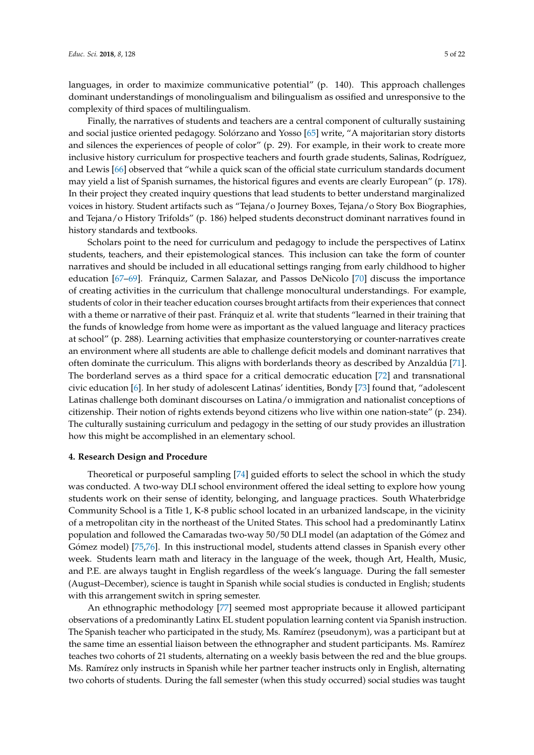languages, in order to maximize communicative potential" (p. 140). This approach challenges dominant understandings of monolingualism and bilingualism as ossified and unresponsive to the complexity of third spaces of multilingualism.

Finally, the narratives of students and teachers are a central component of culturally sustaining and social justice oriented pedagogy. Solórzano and Yosso [65] write, "A majoritarian story distorts and silences the experiences of people of color" (p. 29). For example, in their work to create more inclusive history curriculum for prospective teachers and fourth grade students, Salinas, Rodríguez, and Lewis [66] observed that "while a quick scan of the official state curriculum standards document may yield a list of Spanish surnames, the historical figures and events are clearly European" (p. 178). In their project they created inquiry questions that lead students to better understand marginalized voices in history. Student artifacts such as "Tejana/o Journey Boxes, Tejana/o Story Box Biographies, and Tejana/o History Trifolds" (p. 186) helped students deconstruct dominant narratives found in history standards and textbooks.

Scholars point to the need for curriculum and pedagogy to include the perspectives of Latinx students, teachers, and their epistemological stances. This inclusion can take the form of counter narratives and should be included in all educational settings ranging from early childhood to higher education [67–69]. Fránquiz, Carmen Salazar, and Passos DeNicolo [70] discuss the importance of creating activities in the curriculum that challenge monocultural understandings. For example, students of color in their teacher education courses brought artifacts from their experiences that connect with a theme or narrative of their past. Fránquiz et al. write that students "learned in their training that the funds of knowledge from home were as important as the valued language and literacy practices at school" (p. 288). Learning activities that emphasize counterstorying or counter-narratives create an environment where all students are able to challenge deficit models and dominant narratives that often dominate the curriculum. This aligns with borderlands theory as described by Anzaldúa [71]. The borderland serves as a third space for a critical democratic education [72] and transnational civic education [6]. In her study of adolescent Latinas' identities, Bondy [73] found that, "adolescent Latinas challenge both dominant discourses on Latina/o immigration and nationalist conceptions of citizenship. Their notion of rights extends beyond citizens who live within one nation-state" (p. 234). The culturally sustaining curriculum and pedagogy in the setting of our study provides an illustration how this might be accomplished in an elementary school.

## 4. Research Design and Procedure

Theoretical or purposeful sampling [74] guided efforts to select the school in which the study was conducted. A two-way DLI school environment offered the ideal setting to explore how young students work on their sense of identity, belonging, and language practices. South Whaterbridge Community School is a Title 1, K-8 public school located in an urbanized landscape, in the vicinity of a metropolitan city in the northeast of the United States. This school had a predominantly Latinx population and followed the Camaradas two-way 50/50 DLI model (an adaptation of the Gómez and Gómez model) [75,76]. In this instructional model, students attend classes in Spanish every other week. Students learn math and literacy in the language of the week, though Art, Health, Music, and P.E. are always taught in English regardless of the week's language. During the fall semester (August–December), science is taught in Spanish while social studies is conducted in English; students with this arrangement switch in spring semester.

An ethnographic methodology [77] seemed most appropriate because it allowed participant observations of a predominantly Latinx EL student population learning content via Spanish instruction. The Spanish teacher who participated in the study, Ms. Ramírez (pseudonym), was a participant but at the same time an essential liaison between the ethnographer and student participants. Ms. Ramírez teaches two cohorts of 21 students, alternating on a weekly basis between the red and the blue groups. Ms. Ramírez only instructs in Spanish while her partner teacher instructs only in English, alternating two cohorts of students. During the fall semester (when this study occurred) social studies was taught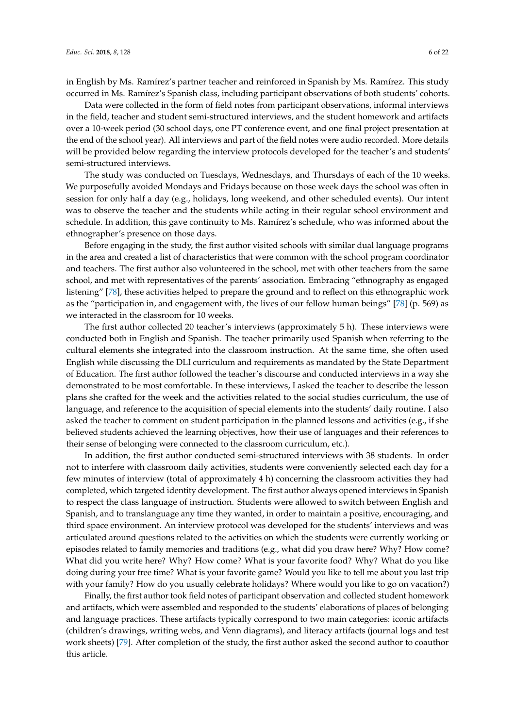in English by Ms. Ramírez's partner teacher and reinforced in Spanish by Ms. Ramírez. This study occurred in Ms. Ramírez's Spanish class, including participant observations of both students' cohorts.

Data were collected in the form of field notes from participant observations, informal interviews in the field, teacher and student semi-structured interviews, and the student homework and artifacts over a 10-week period (30 school days, one PT conference event, and one final project presentation at the end of the school year). All interviews and part of the field notes were audio recorded. More details will be provided below regarding the interview protocols developed for the teacher's and students' semi-structured interviews.

The study was conducted on Tuesdays, Wednesdays, and Thursdays of each of the 10 weeks. We purposefully avoided Mondays and Fridays because on those week days the school was often in session for only half a day (e.g., holidays, long weekend, and other scheduled events). Our intent was to observe the teacher and the students while acting in their regular school environment and schedule. In addition, this gave continuity to Ms. Ramírez's schedule, who was informed about the ethnographer's presence on those days.

Before engaging in the study, the first author visited schools with similar dual language programs in the area and created a list of characteristics that were common with the school program coordinator and teachers. The first author also volunteered in the school, met with other teachers from the same school, and met with representatives of the parents' association. Embracing "ethnography as engaged listening" [78], these activities helped to prepare the ground and to reflect on this ethnographic work as the "participation in, and engagement with, the lives of our fellow human beings" [78] (p. 569) as we interacted in the classroom for 10 weeks.

The first author collected 20 teacher's interviews (approximately 5 h). These interviews were conducted both in English and Spanish. The teacher primarily used Spanish when referring to the cultural elements she integrated into the classroom instruction. At the same time, she often used English while discussing the DLI curriculum and requirements as mandated by the State Department of Education. The first author followed the teacher's discourse and conducted interviews in a way she demonstrated to be most comfortable. In these interviews, I asked the teacher to describe the lesson plans she crafted for the week and the activities related to the social studies curriculum, the use of language, and reference to the acquisition of special elements into the students' daily routine. I also asked the teacher to comment on student participation in the planned lessons and activities (e.g., if she believed students achieved the learning objectives, how their use of languages and their references to their sense of belonging were connected to the classroom curriculum, etc.).

In addition, the first author conducted semi-structured interviews with 38 students. In order not to interfere with classroom daily activities, students were conveniently selected each day for a few minutes of interview (total of approximately 4 h) concerning the classroom activities they had completed, which targeted identity development. The first author always opened interviews in Spanish to respect the class language of instruction. Students were allowed to switch between English and Spanish, and to translanguage any time they wanted, in order to maintain a positive, encouraging, and third space environment. An interview protocol was developed for the students' interviews and was articulated around questions related to the activities on which the students were currently working or episodes related to family memories and traditions (e.g., what did you draw here? Why? How come? What did you write here? Why? How come? What is your favorite food? Why? What do you like doing during your free time? What is your favorite game? Would you like to tell me about you last trip with your family? How do you usually celebrate holidays? Where would you like to go on vacation?)

Finally, the first author took field notes of participant observation and collected student homework and artifacts, which were assembled and responded to the students' elaborations of places of belonging and language practices. These artifacts typically correspond to two main categories: iconic artifacts (children's drawings, writing webs, and Venn diagrams), and literacy artifacts (journal logs and test work sheets) [79]. After completion of the study, the first author asked the second author to coauthor this article.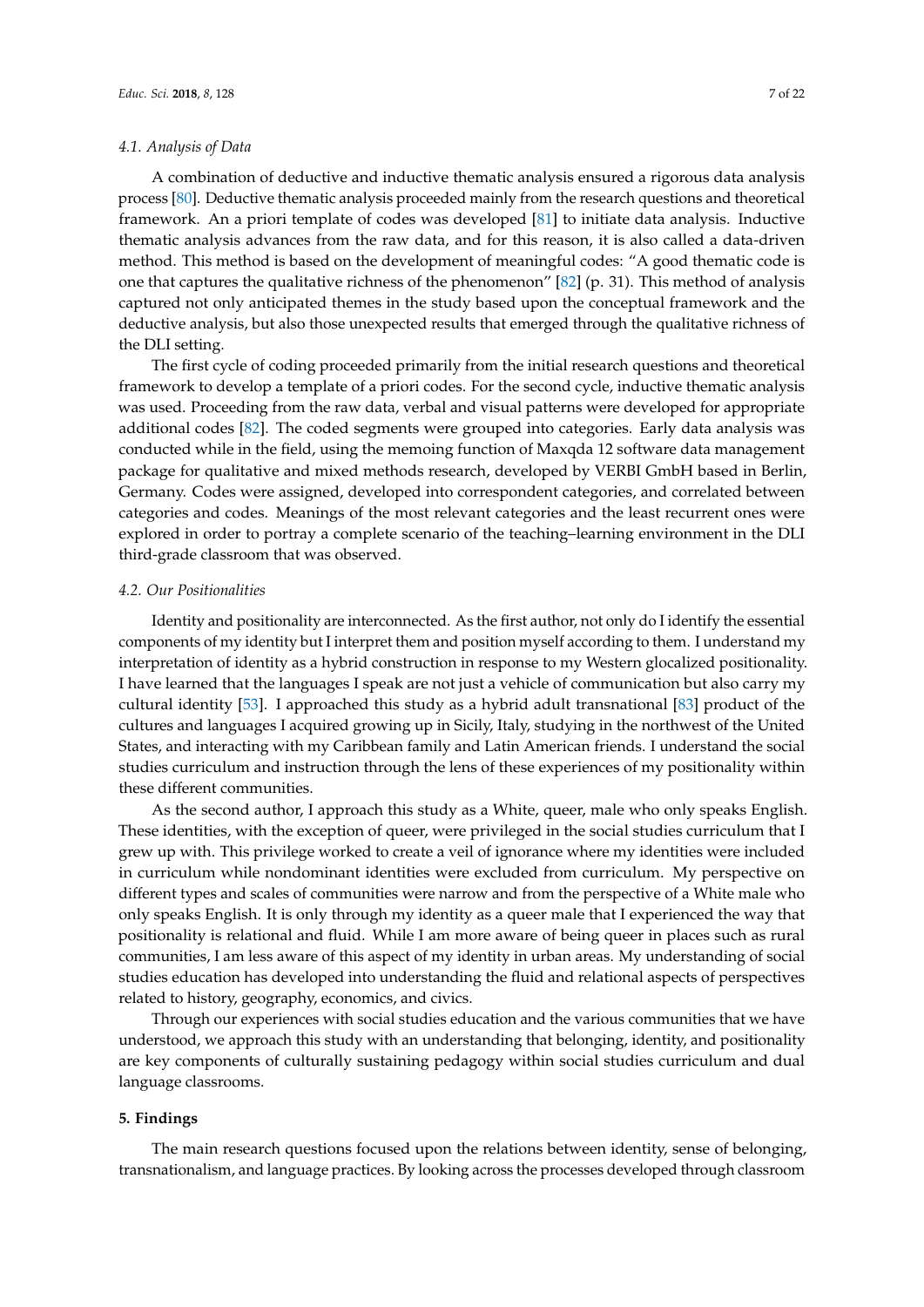### 4.1. Analysis of Data

A combination of deductive and inductive thematic analysis ensured a rigorous data analysis process [80]. Deductive thematic analysis proceeded mainly from the research questions and theoretical framework. An a priori template of codes was developed [81] to initiate data analysis. Inductive thematic analysis advances from the raw data, and for this reason, it is also called a data-driven method. This method is based on the development of meaningful codes: "A good thematic code is one that captures the qualitative richness of the phenomenon" [82] (p. 31). This method of analysis captured not only anticipated themes in the study based upon the conceptual framework and the deductive analysis, but also those unexpected results that emerged through the qualitative richness of the DLI setting.

The first cycle of coding proceeded primarily from the initial research questions and theoretical framework to develop a template of a priori codes. For the second cycle, inductive thematic analysis was used. Proceeding from the raw data, verbal and visual patterns were developed for appropriate additional codes [82]. The coded segments were grouped into categories. Early data analysis was conducted while in the field, using the memoing function of Maxqda 12 software data management package for qualitative and mixed methods research, developed by VERBI GmbH based in Berlin, Germany. Codes were assigned, developed into correspondent categories, and correlated between categories and codes. Meanings of the most relevant categories and the least recurrent ones were explored in order to portray a complete scenario of the teaching–learning environment in the DLI third-grade classroom that was observed.

### 4.2. Our Positionalities

Identity and positionality are interconnected. As the first author, not only do I identify the essential components of my identity but I interpret them and position myself according to them. I understand my interpretation of identity as a hybrid construction in response to my Western glocalized positionality. I have learned that the languages I speak are not just a vehicle of communication but also carry my cultural identity [53]. I approached this study as a hybrid adult transnational [83] product of the cultures and languages I acquired growing up in Sicily, Italy, studying in the northwest of the United States, and interacting with my Caribbean family and Latin American friends. I understand the social studies curriculum and instruction through the lens of these experiences of my positionality within these different communities.

As the second author, I approach this study as a White, queer, male who only speaks English. These identities, with the exception of queer, were privileged in the social studies curriculum that I grew up with. This privilege worked to create a veil of ignorance where my identities were included in curriculum while nondominant identities were excluded from curriculum. My perspective on different types and scales of communities were narrow and from the perspective of a White male who only speaks English. It is only through my identity as a queer male that I experienced the way that positionality is relational and fluid. While I am more aware of being queer in places such as rural communities, I am less aware of this aspect of my identity in urban areas. My understanding of social studies education has developed into understanding the fluid and relational aspects of perspectives related to history, geography, economics, and civics.

Through our experiences with social studies education and the various communities that we have understood, we approach this study with an understanding that belonging, identity, and positionality are key components of culturally sustaining pedagogy within social studies curriculum and dual language classrooms.

## 5. Findings

The main research questions focused upon the relations between identity, sense of belonging, transnationalism, and language practices. By looking across the processes developed through classroom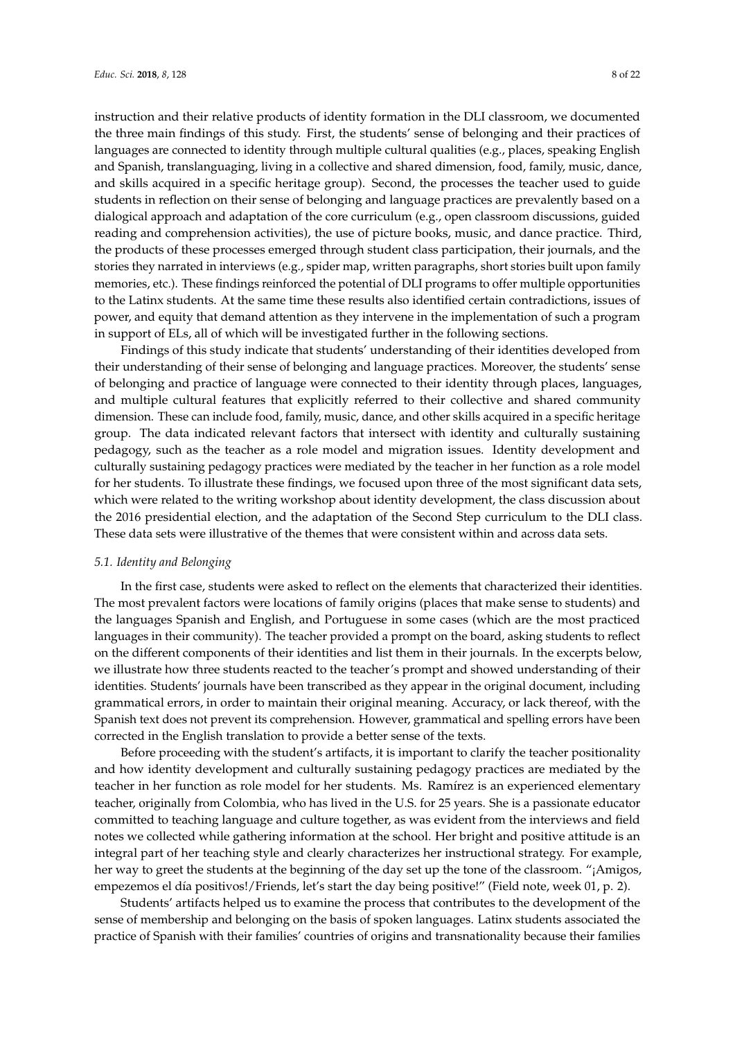instruction and their relative products of identity formation in the DLI classroom, we documented the three main findings of this study. First, the students' sense of belonging and their practices of languages are connected to identity through multiple cultural qualities (e.g., places, speaking English and Spanish, translanguaging, living in a collective and shared dimension, food, family, music, dance, and skills acquired in a specific heritage group). Second, the processes the teacher used to guide students in reflection on their sense of belonging and language practices are prevalently based on a dialogical approach and adaptation of the core curriculum (e.g., open classroom discussions, guided reading and comprehension activities), the use of picture books, music, and dance practice. Third, the products of these processes emerged through student class participation, their journals, and the stories they narrated in interviews (e.g., spider map, written paragraphs, short stories built upon family memories, etc.). These findings reinforced the potential of DLI programs to offer multiple opportunities to the Latinx students. At the same time these results also identified certain contradictions, issues of power, and equity that demand attention as they intervene in the implementation of such a program in support of ELs, all of which will be investigated further in the following sections.

Findings of this study indicate that students' understanding of their identities developed from their understanding of their sense of belonging and language practices. Moreover, the students' sense of belonging and practice of language were connected to their identity through places, languages, and multiple cultural features that explicitly referred to their collective and shared community dimension. These can include food, family, music, dance, and other skills acquired in a specific heritage group. The data indicated relevant factors that intersect with identity and culturally sustaining pedagogy, such as the teacher as a role model and migration issues. Identity development and culturally sustaining pedagogy practices were mediated by the teacher in her function as a role model for her students. To illustrate these findings, we focused upon three of the most significant data sets, which were related to the writing workshop about identity development, the class discussion about the 2016 presidential election, and the adaptation of the Second Step curriculum to the DLI class. These data sets were illustrative of the themes that were consistent within and across data sets.

### *5.1. Identity and Belonging*

In the first case, students were asked to reflect on the elements that characterized their identities. The most prevalent factors were locations of family origins (places that make sense to students) and the languages Spanish and English, and Portuguese in some cases (which are the most practiced languages in their community). The teacher provided a prompt on the board, asking students to reflect on the different components of their identities and list them in their journals. In the excerpts below, we illustrate how three students reacted to the teacher's prompt and showed understanding of their identities. Students' journals have been transcribed as they appear in the original document, including grammatical errors, in order to maintain their original meaning. Accuracy, or lack thereof, with the Spanish text does not prevent its comprehension. However, grammatical and spelling errors have been corrected in the English translation to provide a better sense of the texts.

Before proceeding with the student's artifacts, it is important to clarify the teacher positionality and how identity development and culturally sustaining pedagogy practices are mediated by the teacher in her function as role model for her students. Ms. Ramírez is an experienced elementary teacher, originally from Colombia, who has lived in the U.S. for 25 years. She is a passionate educator committed to teaching language and culture together, as was evident from the interviews and field notes we collected while gathering information at the school. Her bright and positive attitude is an integral part of her teaching style and clearly characterizes her instructional strategy. For example, her way to greet the students at the beginning of the day set up the tone of the classroom. "¡Amigos, empezemos el día positivos!/Friends, let's start the day being positive!" (Field note, week 01, p. 2).

Students' artifacts helped us to examine the process that contributes to the development of the sense of membership and belonging on the basis of spoken languages. Latinx students associated the practice of Spanish with their families' countries of origins and transnationality because their families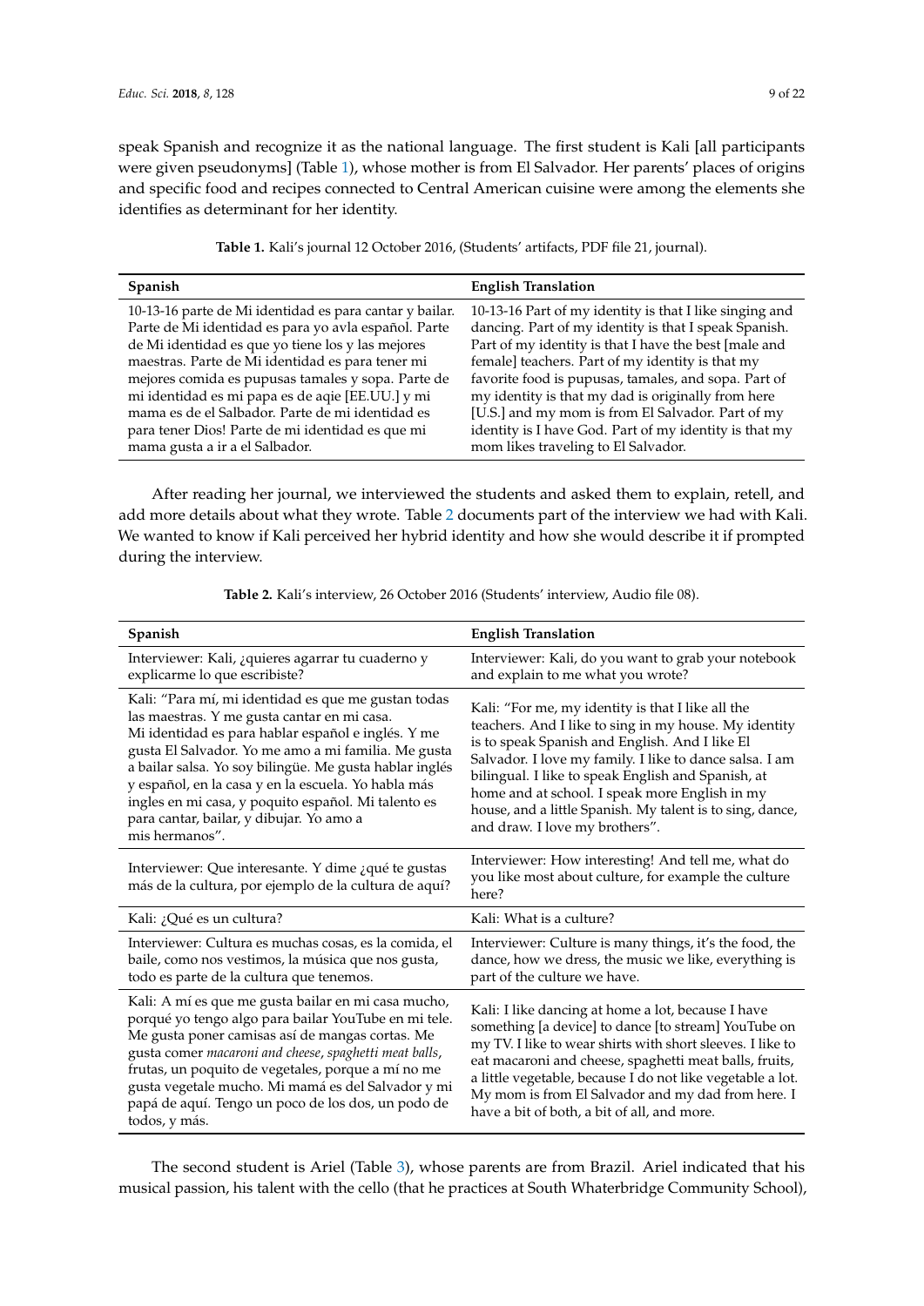speak Spanish and recognize it as the national language. The first student is Kali [all participants were given pseudonyms] (Table 1), whose mother is from El Salvador. Her parents' places of origins and specific food and recipes connected to Central American cuisine were among the elements she identifies as determinant for her identity.

**Table 1.** Kali's journal 12 October 2016, (Students' artifacts, PDF file 21, journal).

| Spanish | English Translation |
|---|---|
| 10-13-16 parte de Mi identidad es para cantar y bailar. Parte de Mi identidad es para yo avla español. Parte de Mi identidad es que yo tiene los y las mejores maestras. Parte de Mi identidad es para tener mi mejores comida es pupusas tamales y sopa. Parte de mi identidad es mi papa es de aqie [EE.UU.] y mi mama es de el Salbador. Parte de mi identidad es para tener Dios! Parte de mi identidad es que mi mama gusta a ir a el Salbador. | 10-13-16 Part of my identity is that I like singing and dancing. Part of my identity is that I speak Spanish. Part of my identity is that I have the best [male and female] teachers. Part of my identity is that my favorite food is pupusas, tamales, and sopa. Part of my identity is that my dad is originally from here [U.S.] and my mom is from El Salvador. Part of my identity is I have God. Part of my identity is that my mom likes traveling to El Salvador. |

After reading her journal, we interviewed the students and asked them to explain, retell, and add more details about what they wrote. Table 2 documents part of the interview we had with Kali. We wanted to know if Kali perceived her hybrid identity and how she would describe it if prompted during the interview.

**Table 2.** Kali's interview, 26 October 2016 (Students' interview, Audio file 08).

| Spanish | English Translation |
|---|---|
| Interviewer: Kali, ¿quieres agarrar tu cuaderno y explicarme lo que escribiste? | Interviewer: Kali, do you want to grab your notebook and explain to me what you wrote? |
| Kali: "Para mí, mi identidad es que me gustan todas las maestras. Y me gusta cantar en mi casa. Mi identidad es para hablar español e inglés. Y me gusta El Salvador. Yo me amo a mi familia. Me gusta a bailar salsa. Yo soy bilingüe. Me gusta hablar inglés y español, en la casa y en la escuela. Yo habla más ingles en mi casa, y poquito español. Mi talento es para cantar, bailar, y dibujar. Yo amo a mis hermanos". | Kali: "For me, my identity is that I like all the teachers. And I like to sing in my house. My identity is to speak Spanish and English. And I like El Salvador. I love my family. I like to dance salsa. I am bilingual. I like to speak English and Spanish, at home and at school. I speak more English in my house, and a little Spanish. My talent is to sing, dance, and draw. I love my brothers". |
| Interviewer: Que interesante. Y dime ¿qué te gustas más de la cultura, por ejemplo de la cultura de aquí? | Interviewer: How interesting! And tell me, what do you like most about culture, for example the culture here? |
| Kali: ¿Qué es un cultura? | Kali: What is a culture? |
| Interviewer: Cultura es muchas cosas, es la comida, el baile, como nos vestimos, la música que nos gusta, todo es parte de la cultura que tenemos. | Interviewer: Culture is many things, it's the food, the dance, how we dress, the music we like, everything is part of the culture we have. |
| Kali: A mí es que me gusta bailar en mi casa mucho, porqué yo tengo algo para bailar YouTube en mi tele. Me gusta poner camisas así de mangas cortas. Me gusta comer *macaroni and cheese*, *spaghetti meat balls*, frutas, un poquito de vegetales, porque a mí no me gusta vegetale mucho. Mi mamá es del Salvador y mi papá de aquí. Tengo un poco de los dos, un podo de todos, y más. | Kali: I like dancing at home a lot, because I have something [a device] to dance [to stream] YouTube on my TV. I like to wear shirts with short sleeves. I like to eat macaroni and cheese, spaghetti meat balls, fruits, a little vegetable, because I do not like vegetable a lot. My mom is from El Salvador and my dad from here. I have a bit of both, a bit of all, and more. |

The second student is Ariel (Table 3), whose parents are from Brazil. Ariel indicated that his musical passion, his talent with the cello (that he practices at South Whaterbridge Community School),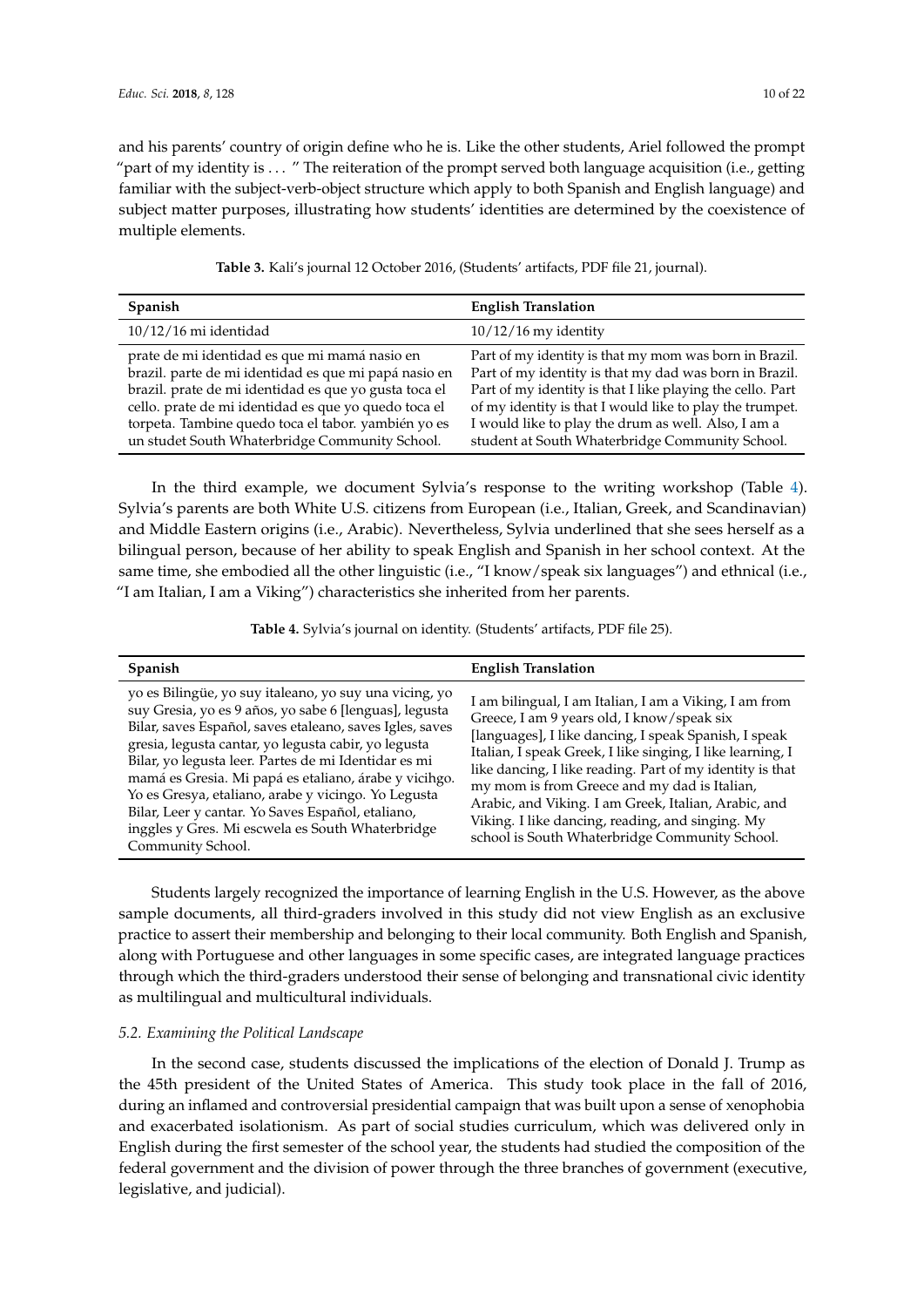and his parents' country of origin define who he is. Like the other students, Ariel followed the prompt "part of my identity is . . . " The reiteration of the prompt served both language acquisition (i.e., getting familiar with the subject-verb-object structure which apply to both Spanish and English language) and subject matter purposes, illustrating how students' identities are determined by the coexistence of multiple elements.

**Table 3.** Kali's journal 12 October 2016, (Students' artifacts, PDF file 21, journal).

| Spanish | English Translation |
|---|---|
| 10/12/16 mi identidad | 10/12/16 my identity |
| prate de mi identidad es que mi mamá nasio en brazil. parte de mi identidad es que mi papá nasio en brazil. prate de mi identidad es que yo gusta toca el cello. prate de mi identidad es que yo quedo toca el torpeta. Tambine quedo toca el tabor. yambién yo es un studet South Whaterbridge Community School. | Part of my identity is that my mom was born in Brazil. Part of my identity is that my dad was born in Brazil. Part of my identity is that I like playing the cello. Part of my identity is that I would like to play the trumpet. I would like to play the drum as well. Also, I am a student at South Whaterbridge Community School. |

In the third example, we document Sylvia's response to the writing workshop (Table 4). Sylvia's parents are both White U.S. citizens from European (i.e., Italian, Greek, and Scandinavian) and Middle Eastern origins (i.e., Arabic). Nevertheless, Sylvia underlined that she sees herself as a bilingual person, because of her ability to speak English and Spanish in her school context. At the same time, she embodied all the other linguistic (i.e., "I know/speak six languages") and ethnical (i.e., "I am Italian, I am a Viking") characteristics she inherited from her parents.

**Table 4.** Sylvia's journal on identity. (Students' artifacts, PDF file 25).

| Spanish | English Translation |
|---|---|
| yo es Bilingüe, yo suy italeano, yo suy una vicing, yo suy Gresia, yo es 9 años, yo sabe 6 [lenguas], legusta Bilar, saves Español, saves etaleano, saves Igles, saves gresia, legusta cantar, yo legusta cabir, yo legusta Bilar, yo legusta leer. Partes de mi Identidar es mi mamá es Gresia. Mi papá es etaliano, árabe y vicihgo. Yo es Gresya, etaliano, arabe y vicingo. Yo Legusta Bilar, Leer y cantar. Yo Saves Español, etaliano, inggles y Gres. Mi escwela es South Whaterbridge Community School. | I am bilingual, I am Italian, I am a Viking, I am from Greece, I am 9 years old, I know/speak six [languages], I like dancing, I speak Spanish, I speak Italian, I speak Greek, I like singing, I like learning, I like dancing, I like reading. Part of my identity is that my mom is from Greece and my dad is Italian, Arabic, and Viking. I am Greek, Italian, Arabic, and Viking. I like dancing, reading, and singing. My school is South Whaterbridge Community School. |

Students largely recognized the importance of learning English in the U.S. However, as the above sample documents, all third-graders involved in this study did not view English as an exclusive practice to assert their membership and belonging to their local community. Both English and Spanish, along with Portuguese and other languages in some specific cases, are integrated language practices through which the third-graders understood their sense of belonging and transnational civic identity as multilingual and multicultural individuals.

### *5.2. Examining the Political Landscape*

In the second case, students discussed the implications of the election of Donald J. Trump as the 45th president of the United States of America. This study took place in the fall of 2016, during an inflamed and controversial presidential campaign that was built upon a sense of xenophobia and exacerbated isolationism. As part of social studies curriculum, which was delivered only in English during the first semester of the school year, the students had studied the composition of the federal government and the division of power through the three branches of government (executive, legislative, and judicial).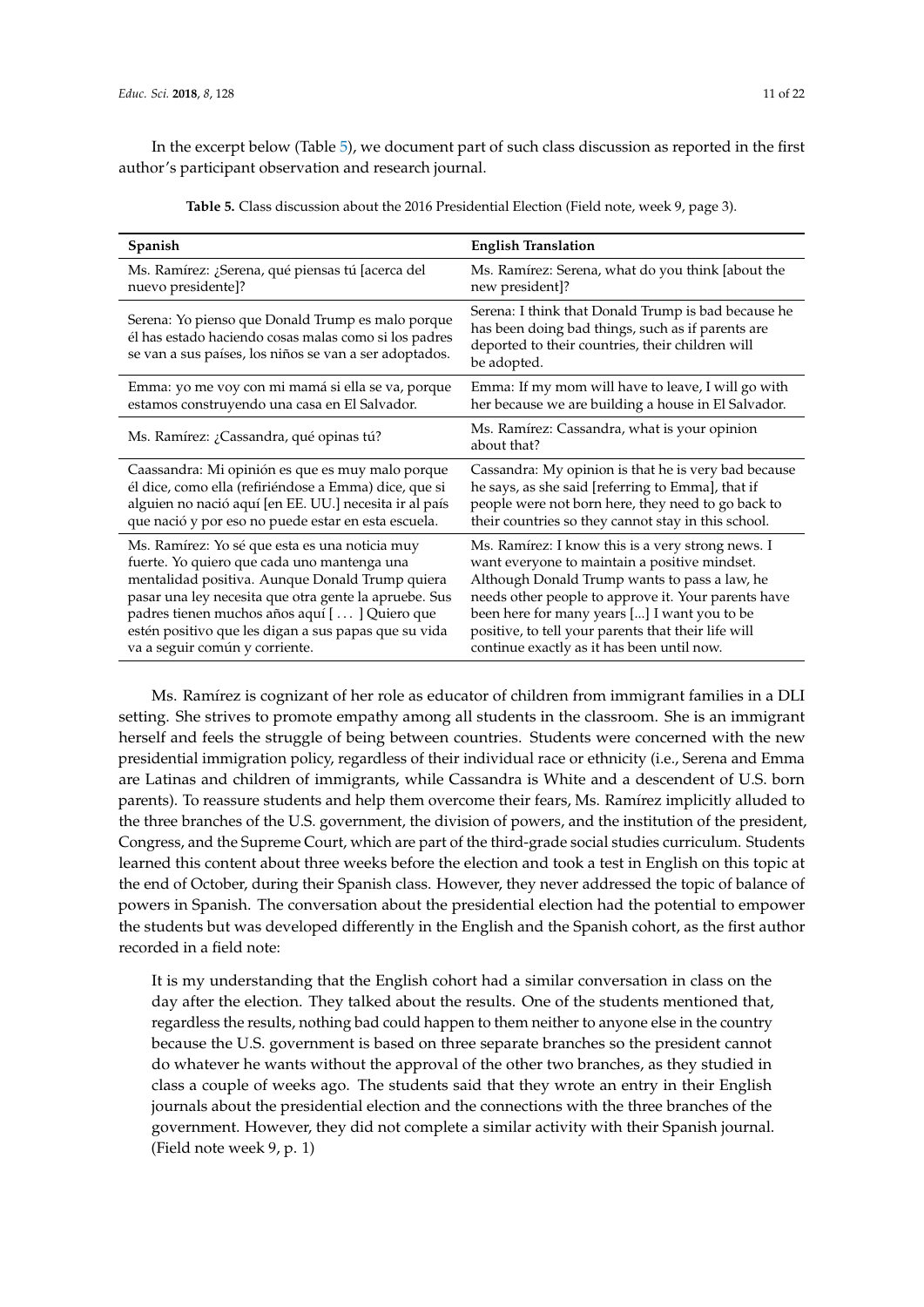In the excerpt below (Table 5), we document part of such class discussion as reported in the first author's participant observation and research journal.

**Table 5.** Class discussion about the 2016 Presidential Election (Field note, week 9, page 3).

| Spanish | English Translation |
| --- | --- |
| Ms. Ramírez: ¿Serena, qué piensas tú [acerca del nuevo presidente]? | Ms. Ramírez: Serena, what do you think [about the new president]? |
| Serena: Yo pienso que Donald Trump es malo porque él has estado haciendo cosas malas como si los padres se van a sus países, los niños se van a ser adoptados. | Serena: I think that Donald Trump is bad because he has been doing bad things, such as if parents are deported to their countries, their children will be adopted. |
| Emma: yo me voy con mi mamá si ella se va, porque estamos construyendo una casa en El Salvador. | Emma: If my mom will have to leave, I will go with her because we are building a house in El Salvador. |
| Ms. Ramírez: ¿Cassandra, qué opinas tú? | Ms. Ramírez: Cassandra, what is your opinion about that? |
| Caassandra: Mi opinión es que es muy malo porque él dice, como ella (refiriéndose a Emma) dice, que si alguien no nació aquí [en EE. UU.] necesita ir al país que nació y por eso no puede estar en esta escuela. | Cassandra: My opinion is that he is very bad because he says, as she said [referring to Emma], that if people were not born here, they need to go back to their countries so they cannot stay in this school. |
| Ms. Ramírez: Yo sé que esta es una noticia muy fuerte. Yo quiero que cada uno mantenga una mentalidad positiva. Aunque Donald Trump quiera pasar una ley necesita que otra gente la apruebe. Sus padres tienen muchos años aquí [ . . . ] Quiero que estén positivo que les digan a sus papas que su vida va a seguir común y corriente. | Ms. Ramírez: I know this is a very strong news. I want everyone to maintain a positive mindset. Although Donald Trump wants to pass a law, he needs other people to approve it. Your parents have been here for many years [...] I want you to be positive, to tell your parents that their life will continue exactly as it has been until now. |

Ms. Ramírez is cognizant of her role as educator of children from immigrant families in a DLI setting. She strives to promote empathy among all students in the classroom. She is an immigrant herself and feels the struggle of being between countries. Students were concerned with the new presidential immigration policy, regardless of their individual race or ethnicity (i.e., Serena and Emma are Latinas and children of immigrants, while Cassandra is White and a descendent of U.S. born parents). To reassure students and help them overcome their fears, Ms. Ramírez implicitly alluded to the three branches of the U.S. government, the division of powers, and the institution of the president, Congress, and the Supreme Court, which are part of the third-grade social studies curriculum. Students learned this content about three weeks before the election and took a test in English on this topic at the end of October, during their Spanish class. However, they never addressed the topic of balance of powers in Spanish. The conversation about the presidential election had the potential to empower the students but was developed differently in the English and the Spanish cohort, as the first author recorded in a field note:

> It is my understanding that the English cohort had a similar conversation in class on the day after the election. They talked about the results. One of the students mentioned that, regardless the results, nothing bad could happen to them neither to anyone else in the country because the U.S. government is based on three separate branches so the president cannot do whatever he wants without the approval of the other two branches, as they studied in class a couple of weeks ago. The students said that they wrote an entry in their English journals about the presidential election and the connections with the three branches of the government. However, they did not complete a similar activity with their Spanish journal. (Field note week 9, p. 1)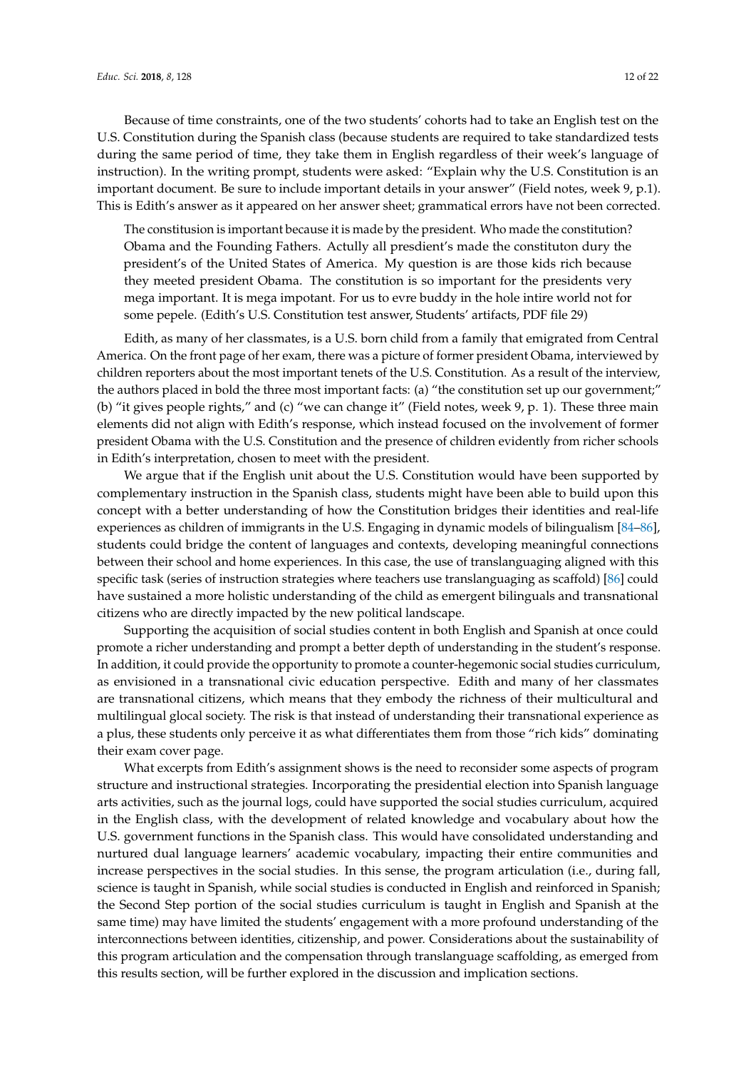Because of time constraints, one of the two students' cohorts had to take an English test on the U.S. Constitution during the Spanish class (because students are required to take standardized tests during the same period of time, they take them in English regardless of their week's language of instruction). In the writing prompt, students were asked: "Explain why the U.S. Constitution is an important document. Be sure to include important details in your answer" (Field notes, week 9, p.1). This is Edith's answer as it appeared on her answer sheet; grammatical errors have not been corrected.

> The constitusion is important because it is made by the president. Who made the constitution? Obama and the Founding Fathers. Actully all presdient's made the constituton dury the president's of the United States of America. My question is are those kids rich because they meeted president Obama. The constitution is so important for the presidents very mega important. It is mega impotant. For us to evre buddy in the hole intire world not for some pepele. (Edith's U.S. Constitution test answer, Students' artifacts, PDF file 29)

Edith, as many of her classmates, is a U.S. born child from a family that emigrated from Central America. On the front page of her exam, there was a picture of former president Obama, interviewed by children reporters about the most important tenets of the U.S. Constitution. As a result of the interview, the authors placed in bold the three most important facts: (a) "the constitution set up our government;" (b) "it gives people rights," and (c) "we can change it" (Field notes, week 9, p. 1). These three main elements did not align with Edith's response, which instead focused on the involvement of former president Obama with the U.S. Constitution and the presence of children evidently from richer schools in Edith's interpretation, chosen to meet with the president.

We argue that if the English unit about the U.S. Constitution would have been supported by complementary instruction in the Spanish class, students might have been able to build upon this concept with a better understanding of how the Constitution bridges their identities and real-life experiences as children of immigrants in the U.S. Engaging in dynamic models of bilingualism [84–86], students could bridge the content of languages and contexts, developing meaningful connections between their school and home experiences. In this case, the use of translanguaging aligned with this specific task (series of instruction strategies where teachers use translanguaging as scaffold) [86] could have sustained a more holistic understanding of the child as emergent bilinguals and transnational citizens who are directly impacted by the new political landscape.

Supporting the acquisition of social studies content in both English and Spanish at once could promote a richer understanding and prompt a better depth of understanding in the student's response. In addition, it could provide the opportunity to promote a counter-hegemonic social studies curriculum, as envisioned in a transnational civic education perspective. Edith and many of her classmates are transnational citizens, which means that they embody the richness of their multicultural and multilingual glocal society. The risk is that instead of understanding their transnational experience as a plus, these students only perceive it as what differentiates them from those "rich kids" dominating their exam cover page.

What excerpts from Edith's assignment shows is the need to reconsider some aspects of program structure and instructional strategies. Incorporating the presidential election into Spanish language arts activities, such as the journal logs, could have supported the social studies curriculum, acquired in the English class, with the development of related knowledge and vocabulary about how the U.S. government functions in the Spanish class. This would have consolidated understanding and nurtured dual language learners' academic vocabulary, impacting their entire communities and increase perspectives in the social studies. In this sense, the program articulation (i.e., during fall, science is taught in Spanish, while social studies is conducted in English and reinforced in Spanish; the Second Step portion of the social studies curriculum is taught in English and Spanish at the same time) may have limited the students' engagement with a more profound understanding of the interconnections between identities, citizenship, and power. Considerations about the sustainability of this program articulation and the compensation through translanguage scaffolding, as emerged from this results section, will be further explored in the discussion and implication sections.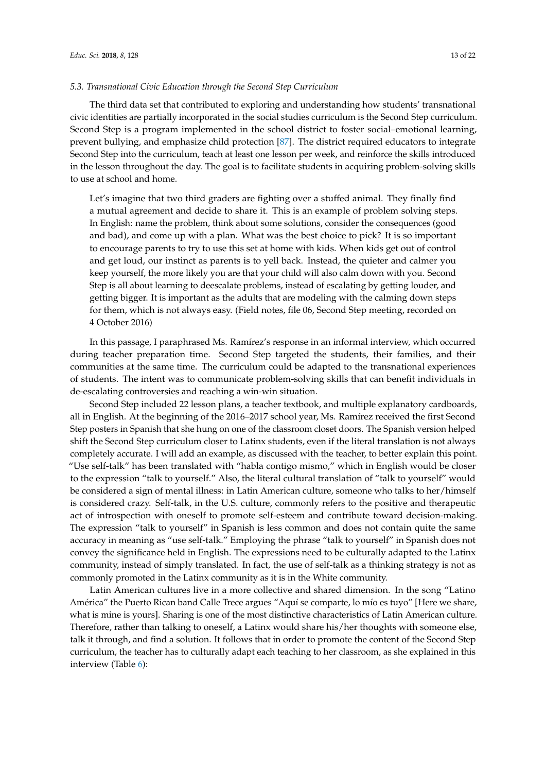### *5.3. Transnational Civic Education through the Second Step Curriculum*

The third data set that contributed to exploring and understanding how students' transnational civic identities are partially incorporated in the social studies curriculum is the Second Step curriculum. Second Step is a program implemented in the school district to foster social–emotional learning, prevent bullying, and emphasize child protection [87]. The district required educators to integrate Second Step into the curriculum, teach at least one lesson per week, and reinforce the skills introduced in the lesson throughout the day. The goal is to facilitate students in acquiring problem-solving skills to use at school and home.

> Let's imagine that two third graders are fighting over a stuffed animal. They finally find a mutual agreement and decide to share it. This is an example of problem solving steps. In English: name the problem, think about some solutions, consider the consequences (good and bad), and come up with a plan. What was the best choice to pick? It is so important to encourage parents to try to use this set at home with kids. When kids get out of control and get loud, our instinct as parents is to yell back. Instead, the quieter and calmer you keep yourself, the more likely you are that your child will also calm down with you. Second Step is all about learning to deescalate problems, instead of escalating by getting louder, and getting bigger. It is important as the adults that are modeling with the calming down steps for them, which is not always easy. (Field notes, file 06, Second Step meeting, recorded on 4 October 2016)

In this passage, I paraphrased Ms. Ramírez's response in an informal interview, which occurred during teacher preparation time. Second Step targeted the students, their families, and their communities at the same time. The curriculum could be adapted to the transnational experiences of students. The intent was to communicate problem-solving skills that can benefit individuals in de-escalating controversies and reaching a win-win situation.

Second Step included 22 lesson plans, a teacher textbook, and multiple explanatory cardboards, all in English. At the beginning of the 2016–2017 school year, Ms. Ramírez received the first Second Step posters in Spanish that she hung on one of the classroom closet doors. The Spanish version helped shift the Second Step curriculum closer to Latinx students, even if the literal translation is not always completely accurate. I will add an example, as discussed with the teacher, to better explain this point. "Use self-talk" has been translated with "habla contigo mismo," which in English would be closer to the expression "talk to yourself." Also, the literal cultural translation of "talk to yourself" would be considered a sign of mental illness: in Latin American culture, someone who talks to her/himself is considered crazy. Self-talk, in the U.S. culture, commonly refers to the positive and therapeutic act of introspection with oneself to promote self-esteem and contribute toward decision-making. The expression "talk to yourself" in Spanish is less common and does not contain quite the same accuracy in meaning as "use self-talk." Employing the phrase "talk to yourself" in Spanish does not convey the significance held in English. The expressions need to be culturally adapted to the Latinx community, instead of simply translated. In fact, the use of self-talk as a thinking strategy is not as commonly promoted in the Latinx community as it is in the White community.

Latin American cultures live in a more collective and shared dimension. In the song "Latino América" the Puerto Rican band Calle Trece argues "Aquí se comparte, lo mío es tuyo" [Here we share, what is mine is yours]. Sharing is one of the most distinctive characteristics of Latin American culture. Therefore, rather than talking to oneself, a Latinx would share his/her thoughts with someone else, talk it through, and find a solution. It follows that in order to promote the content of the Second Step curriculum, the teacher has to culturally adapt each teaching to her classroom, as she explained in this interview (Table 6):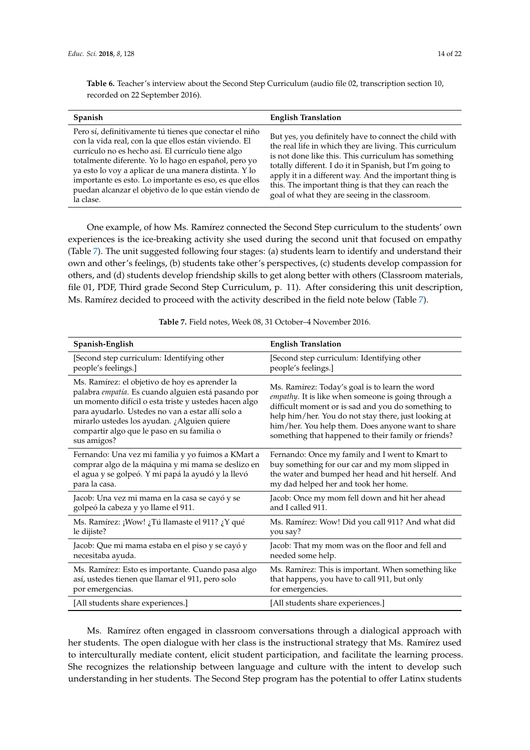**Table 6.** Teacher's interview about the Second Step Curriculum (audio file 02, transcription section 10, recorded on 22 September 2016).

| Spanish | English Translation |
| --- | --- |
| Pero sí, definitivamente tú tienes que conectar el niño con la vida real, con la que ellos están viviendo. El currículo no es hecho así. El currículo tiene algo totalmente diferente. Yo lo hago en español, pero yo ya esto lo voy a aplicar de una manera distinta. Y lo importante es esto. Lo importante es eso, es que ellos puedan alcanzar el objetivo de lo que están viendo de la clase. | But yes, you definitely have to connect the child with the real life in which they are living. This curriculum is not done like this. This curriculum has something totally different. I do it in Spanish, but I'm going to apply it in a different way. And the important thing is this. The important thing is that they can reach the goal of what they are seeing in the classroom. |

One example, of how Ms. Ramírez connected the Second Step curriculum to the students' own experiences is the ice-breaking activity she used during the second unit that focused on empathy (Table 7). The unit suggested following four stages: (a) students learn to identify and understand their own and other's feelings, (b) students take other's perspectives, (c) students develop compassion for others, and (d) students develop friendship skills to get along better with others (Classroom materials, file 01, PDF, Third grade Second Step Curriculum, p. 11). After considering this unit description, Ms. Ramírez decided to proceed with the activity described in the field note below (Table 7).

**Table 7.** Field notes, Week 08, 31 October–4 November 2016.

| Spanish-English | English Translation |
| --- | --- |
| [Second step curriculum: Identifying other people's feelings.] | [Second step curriculum: Identifying other people's feelings.] |
| Ms. Ramírez: el objetivo de hoy es aprender la palabra *empatía*. Es cuando alguien está pasando por un momento difícil o esta triste y ustedes hacen algo para ayudarlo. Ustedes no van a estar allí solo a mirarlo ustedes los ayudan. ¿Alguien quiere compartir algo que le paso en su familia o sus amigos? | Ms. Ramírez: Today's goal is to learn the word *empathy*. It is like when someone is going through a difficult moment or is sad and you do something to help him/her. You do not stay there, just looking at him/her. You help them. Does anyone want to share something that happened to their family or friends? |
| Fernando: Una vez mi familia y yo fuimos a KMart a comprar algo de la máquina y mi mama se deslizo en el agua y se golpeó. Y mi papá la ayudó y la llevó para la casa. | Fernando: Once my family and I went to Kmart to buy something for our car and my mom slipped in the water and bumped her head and hit herself. And my dad helped her and took her home. |
| Jacob: Una vez mi mama en la casa se cayó y se golpeó la cabeza y yo llame el 911. | Jacob: Once my mom fell down and hit her ahead and I called 911. |
| Ms. Ramírez: ¡Wow! ¿Tú llamaste el 911? ¿Y qué le dijiste? | Ms. Ramírez: Wow! Did you call 911? And what did you say? |
| Jacob: Que mi mama estaba en el piso y se cayó y necesitaba ayuda. | Jacob: That my mom was on the floor and fell and needed some help. |
| Ms. Ramírez: Esto es importante. Cuando pasa algo así, ustedes tienen que llamar el 911, pero solo por emergencias. | Ms. Ramírez: This is important. When something like that happens, you have to call 911, but only for emergencies. |
| [All students share experiences.] | [All students share experiences.] |

Ms. Ramírez often engaged in classroom conversations through a dialogical approach with her students. The open dialogue with her class is the instructional strategy that Ms. Ramírez used to interculturally mediate content, elicit student participation, and facilitate the learning process. She recognizes the relationship between language and culture with the intent to develop such understanding in her students. The Second Step program has the potential to offer Latinx students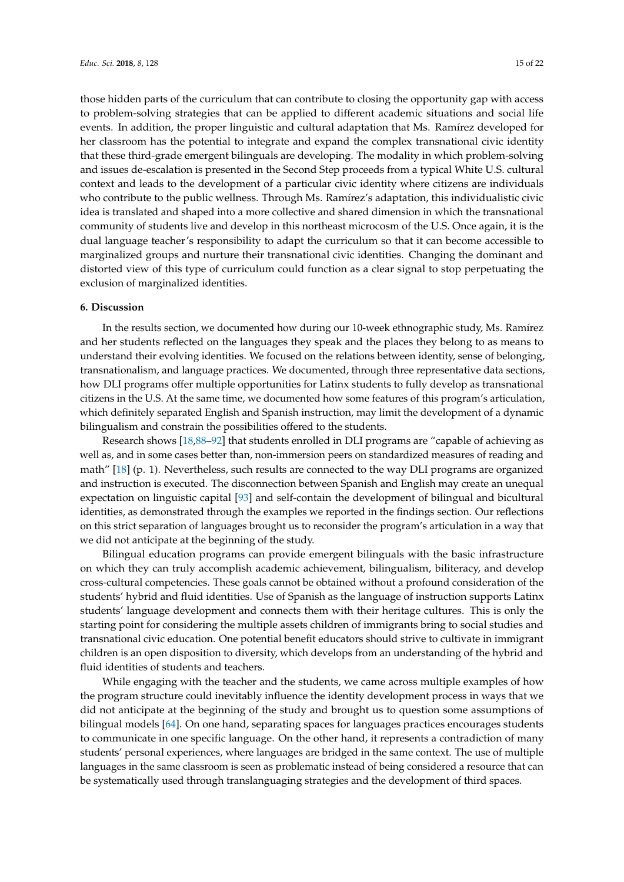those hidden parts of the curriculum that can contribute to closing the opportunity gap with access to problem-solving strategies that can be applied to different academic situations and social life events. In addition, the proper linguistic and cultural adaptation that Ms. Ramírez developed for her classroom has the potential to integrate and expand the complex transnational civic identity that these third-grade emergent bilinguals are developing. The modality in which problem-solving and issues de-escalation is presented in the Second Step proceeds from a typical White U.S. cultural context and leads to the development of a particular civic identity where citizens are individuals who contribute to the public wellness. Through Ms. Ramírez's adaptation, this individualistic civic idea is translated and shaped into a more collective and shared dimension in which the transnational community of students live and develop in this northeast microcosm of the U.S. Once again, it is the dual language teacher's responsibility to adapt the curriculum so that it can become accessible to marginalized groups and nurture their transnational civic identities. Changing the dominant and distorted view of this type of curriculum could function as a clear signal to stop perpetuating the exclusion of marginalized identities.

### 6. Discussion

In the results section, we documented how during our 10-week ethnographic study, Ms. Ramírez and her students reflected on the languages they speak and the places they belong to as means to understand their evolving identities. We focused on the relations between identity, sense of belonging, transnationalism, and language practices. We documented, through three representative data sections, how DLI programs offer multiple opportunities for Latinx students to fully develop as transnational citizens in the U.S. At the same time, we documented how some features of this program's articulation, which definitely separated English and Spanish instruction, may limit the development of a dynamic bilingualism and constrain the possibilities offered to the students.

Research shows [18,88–92] that students enrolled in DLI programs are "capable of achieving as well as, and in some cases better than, non-immersion peers on standardized measures of reading and math" [18] (p. 1). Nevertheless, such results are connected to the way DLI programs are organized and instruction is executed. The disconnection between Spanish and English may create an unequal expectation on linguistic capital [93] and self-contain the development of bilingual and bicultural identities, as demonstrated through the examples we reported in the findings section. Our reflections on this strict separation of languages brought us to reconsider the program's articulation in a way that we did not anticipate at the beginning of the study.

Bilingual education programs can provide emergent bilinguals with the basic infrastructure on which they can truly accomplish academic achievement, bilingualism, biliteracy, and develop cross-cultural competencies. These goals cannot be obtained without a profound consideration of the students' hybrid and fluid identities. Use of Spanish as the language of instruction supports Latinx students' language development and connects them with their heritage cultures. This is only the starting point for considering the multiple assets children of immigrants bring to social studies and transnational civic education. One potential benefit educators should strive to cultivate in immigrant children is an open disposition to diversity, which develops from an understanding of the hybrid and fluid identities of students and teachers.

While engaging with the teacher and the students, we came across multiple examples of how the program structure could inevitably influence the identity development process in ways that we did not anticipate at the beginning of the study and brought us to question some assumptions of bilingual models [64]. On one hand, separating spaces for languages practices encourages students to communicate in one specific language. On the other hand, it represents a contradiction of many students' personal experiences, where languages are bridged in the same context. The use of multiple languages in the same classroom is seen as problematic instead of being considered a resource that can be systematically used through translanguaging strategies and the development of third spaces.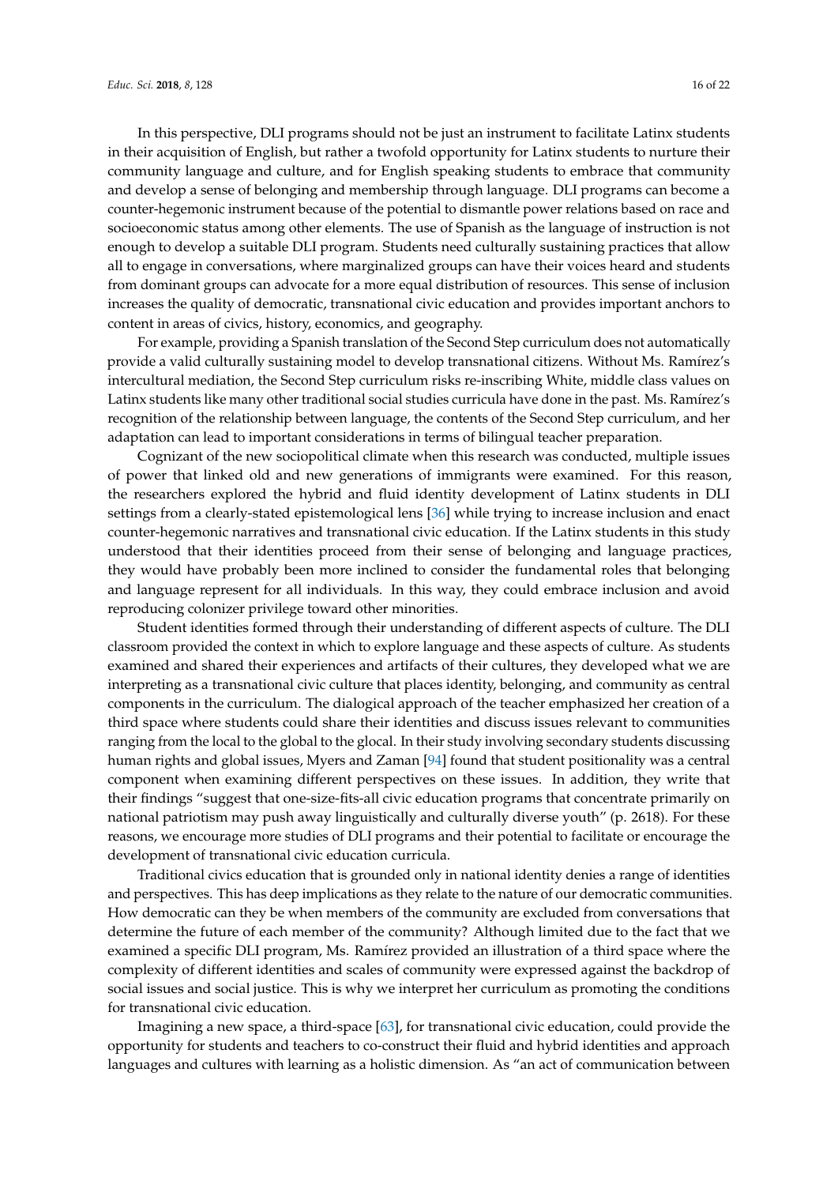In this perspective, DLI programs should not be just an instrument to facilitate Latinx students in their acquisition of English, but rather a twofold opportunity for Latinx students to nurture their community language and culture, and for English speaking students to embrace that community and develop a sense of belonging and membership through language. DLI programs can become a counter-hegemonic instrument because of the potential to dismantle power relations based on race and socioeconomic status among other elements. The use of Spanish as the language of instruction is not enough to develop a suitable DLI program. Students need culturally sustaining practices that allow all to engage in conversations, where marginalized groups can have their voices heard and students from dominant groups can advocate for a more equal distribution of resources. This sense of inclusion increases the quality of democratic, transnational civic education and provides important anchors to content in areas of civics, history, economics, and geography.

For example, providing a Spanish translation of the Second Step curriculum does not automatically provide a valid culturally sustaining model to develop transnational citizens. Without Ms. Ramírez's intercultural mediation, the Second Step curriculum risks re-inscribing White, middle class values on Latinx students like many other traditional social studies curricula have done in the past. Ms. Ramírez's recognition of the relationship between language, the contents of the Second Step curriculum, and her adaptation can lead to important considerations in terms of bilingual teacher preparation.

Cognizant of the new sociopolitical climate when this research was conducted, multiple issues of power that linked old and new generations of immigrants were examined. For this reason, the researchers explored the hybrid and fluid identity development of Latinx students in DLI settings from a clearly-stated epistemological lens [36] while trying to increase inclusion and enact counter-hegemonic narratives and transnational civic education. If the Latinx students in this study understood that their identities proceed from their sense of belonging and language practices, they would have probably been more inclined to consider the fundamental roles that belonging and language represent for all individuals. In this way, they could embrace inclusion and avoid reproducing colonizer privilege toward other minorities.

Student identities formed through their understanding of different aspects of culture. The DLI classroom provided the context in which to explore language and these aspects of culture. As students examined and shared their experiences and artifacts of their cultures, they developed what we are interpreting as a transnational civic culture that places identity, belonging, and community as central components in the curriculum. The dialogical approach of the teacher emphasized her creation of a third space where students could share their identities and discuss issues relevant to communities ranging from the local to the global to the glocal. In their study involving secondary students discussing human rights and global issues, Myers and Zaman [94] found that student positionality was a central component when examining different perspectives on these issues. In addition, they write that their findings "suggest that one-size-fits-all civic education programs that concentrate primarily on national patriotism may push away linguistically and culturally diverse youth" (p. 2618). For these reasons, we encourage more studies of DLI programs and their potential to facilitate or encourage the development of transnational civic education curricula.

Traditional civics education that is grounded only in national identity denies a range of identities and perspectives. This has deep implications as they relate to the nature of our democratic communities. How democratic can they be when members of the community are excluded from conversations that determine the future of each member of the community? Although limited due to the fact that we examined a specific DLI program, Ms. Ramírez provided an illustration of a third space where the complexity of different identities and scales of community were expressed against the backdrop of social issues and social justice. This is why we interpret her curriculum as promoting the conditions for transnational civic education.

Imagining a new space, a third-space [63], for transnational civic education, could provide the opportunity for students and teachers to co-construct their fluid and hybrid identities and approach languages and cultures with learning as a holistic dimension. As "an act of communication between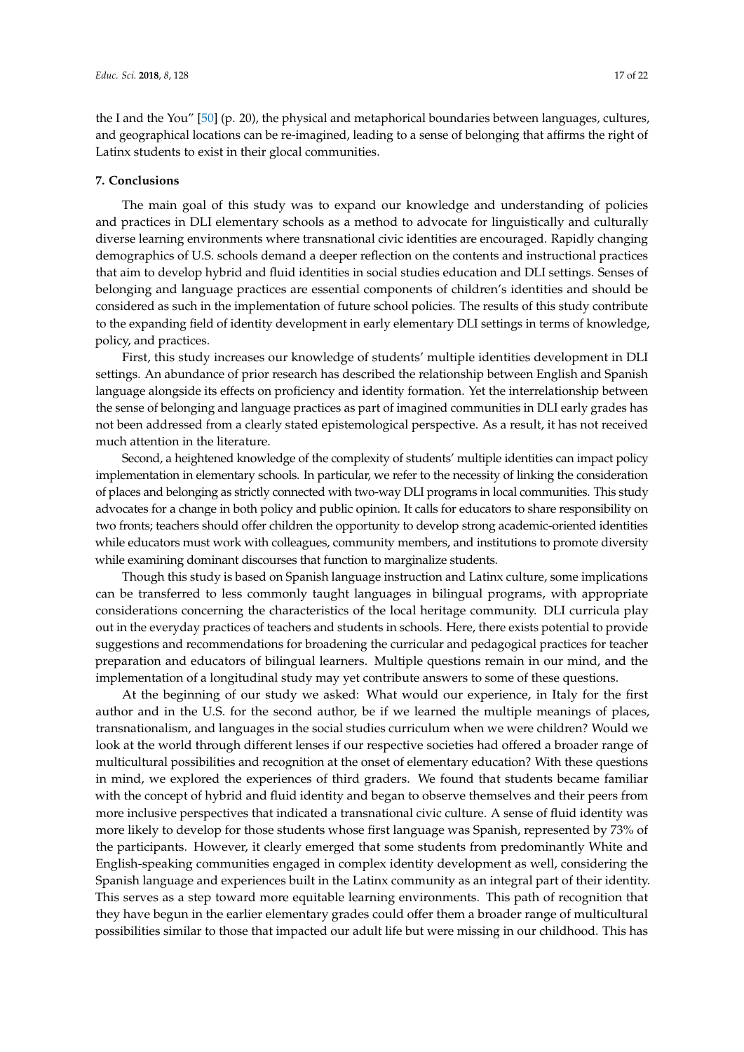the I and the You" [50] (p. 20), the physical and metaphorical boundaries between languages, cultures, and geographical locations can be re-imagined, leading to a sense of belonging that affirms the right of Latinx students to exist in their glocal communities.

## 7. Conclusions

The main goal of this study was to expand our knowledge and understanding of policies and practices in DLI elementary schools as a method to advocate for linguistically and culturally diverse learning environments where transnational civic identities are encouraged. Rapidly changing demographics of U.S. schools demand a deeper reflection on the contents and instructional practices that aim to develop hybrid and fluid identities in social studies education and DLI settings. Senses of belonging and language practices are essential components of children's identities and should be considered as such in the implementation of future school policies. The results of this study contribute to the expanding field of identity development in early elementary DLI settings in terms of knowledge, policy, and practices.

First, this study increases our knowledge of students' multiple identities development in DLI settings. An abundance of prior research has described the relationship between English and Spanish language alongside its effects on proficiency and identity formation. Yet the interrelationship between the sense of belonging and language practices as part of imagined communities in DLI early grades has not been addressed from a clearly stated epistemological perspective. As a result, it has not received much attention in the literature.

Second, a heightened knowledge of the complexity of students' multiple identities can impact policy implementation in elementary schools. In particular, we refer to the necessity of linking the consideration of places and belonging as strictly connected with two-way DLI programs in local communities. This study advocates for a change in both policy and public opinion. It calls for educators to share responsibility on two fronts; teachers should offer children the opportunity to develop strong academic-oriented identities while educators must work with colleagues, community members, and institutions to promote diversity while examining dominant discourses that function to marginalize students.

Though this study is based on Spanish language instruction and Latinx culture, some implications can be transferred to less commonly taught languages in bilingual programs, with appropriate considerations concerning the characteristics of the local heritage community. DLI curricula play out in the everyday practices of teachers and students in schools. Here, there exists potential to provide suggestions and recommendations for broadening the curricular and pedagogical practices for teacher preparation and educators of bilingual learners. Multiple questions remain in our mind, and the implementation of a longitudinal study may yet contribute answers to some of these questions.

At the beginning of our study we asked: What would our experience, in Italy for the first author and in the U.S. for the second author, be if we learned the multiple meanings of places, transnationalism, and languages in the social studies curriculum when we were children? Would we look at the world through different lenses if our respective societies had offered a broader range of multicultural possibilities and recognition at the onset of elementary education? With these questions in mind, we explored the experiences of third graders. We found that students became familiar with the concept of hybrid and fluid identity and began to observe themselves and their peers from more inclusive perspectives that indicated a transnational civic culture. A sense of fluid identity was more likely to develop for those students whose first language was Spanish, represented by 73% of the participants. However, it clearly emerged that some students from predominantly White and English-speaking communities engaged in complex identity development as well, considering the Spanish language and experiences built in the Latinx community as an integral part of their identity. This serves as a step toward more equitable learning environments. This path of recognition that they have begun in the earlier elementary grades could offer them a broader range of multicultural possibilities similar to those that impacted our adult life but were missing in our childhood. This has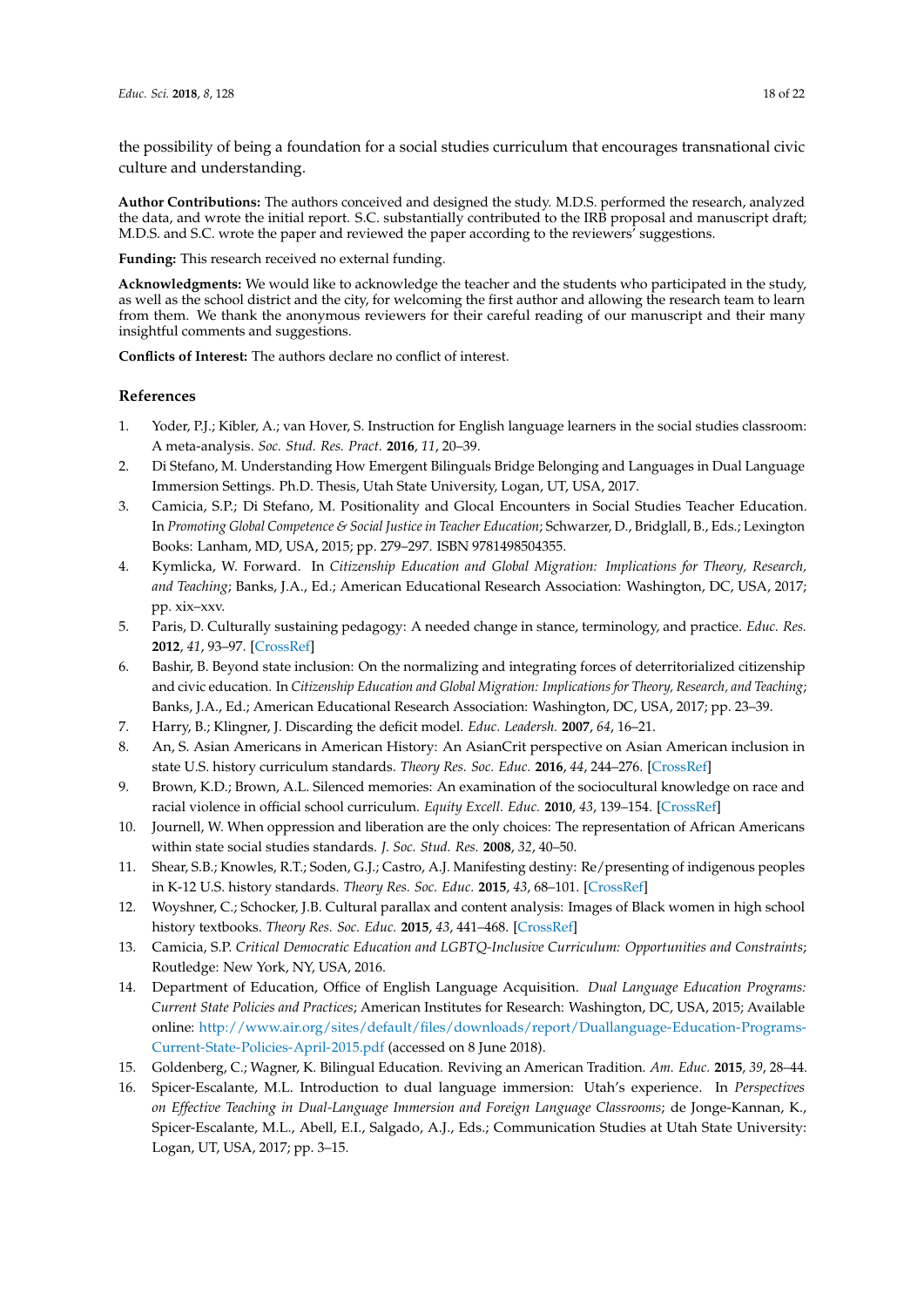the possibility of being a foundation for a social studies curriculum that encourages transnational civic culture and understanding.

**Author Contributions:** The authors conceived and designed the study. M.D.S. performed the research, analyzed the data, and wrote the initial report. S.C. substantially contributed to the IRB proposal and manuscript draft; M.D.S. and S.C. wrote the paper and reviewed the paper according to the reviewers' suggestions.

**Funding:** This research received no external funding.

**Acknowledgments:** We would like to acknowledge the teacher and the students who participated in the study, as well as the school district and the city, for welcoming the first author and allowing the research team to learn from them. We thank the anonymous reviewers for their careful reading of our manuscript and their many insightful comments and suggestions.

**Conflicts of Interest:** The authors declare no conflict of interest.

## References

1. Yoder, P.J.; Kibler, A.; van Hover, S. Instruction for English language learners in the social studies classroom: A meta-analysis. *Soc. Stud. Res. Pract.* **2016**, *11*, 20–39.
2. Di Stefano, M. Understanding How Emergent Bilinguals Bridge Belonging and Languages in Dual Language Immersion Settings. Ph.D. Thesis, Utah State University, Logan, UT, USA, 2017.
3. Camicia, S.P.; Di Stefano, M. Positionality and Glocal Encounters in Social Studies Teacher Education. In *Promoting Global Competence & Social Justice in Teacher Education*; Schwarzer, D., Bridglall, B., Eds.; Lexington Books: Lanham, MD, USA, 2015; pp. 279–297. ISBN 9781498504355.
4. Kymlicka, W. Forward. In *Citizenship Education and Global Migration: Implications for Theory, Research, and Teaching*; Banks, J.A., Ed.; American Educational Research Association: Washington, DC, USA, 2017; pp. xix–xxv.
5. Paris, D. Culturally sustaining pedagogy: A needed change in stance, terminology, and practice. *Educ. Res.* **2012**, *41*, 93–97. [CrossRef]
6. Bashir, B. Beyond state inclusion: On the normalizing and integrating forces of deterritorialized citizenship and civic education. In *Citizenship Education and Global Migration: Implications for Theory, Research, and Teaching*; Banks, J.A., Ed.; American Educational Research Association: Washington, DC, USA, 2017; pp. 23–39.
7. Harry, B.; Klingner, J. Discarding the deficit model. *Educ. Leadersh.* **2007**, *64*, 16–21.
8. An, S. Asian Americans in American History: An AsianCrit perspective on Asian American inclusion in state U.S. history curriculum standards. *Theory Res. Soc. Educ.* **2016**, *44*, 244–276. [CrossRef]
9. Brown, K.D.; Brown, A.L. Silenced memories: An examination of the sociocultural knowledge on race and racial violence in official school curriculum. *Equity Excell. Educ.* **2010**, *43*, 139–154. [CrossRef]
10. Journell, W. When oppression and liberation are the only choices: The representation of African Americans within state social studies standards. *J. Soc. Stud. Res.* **2008**, *32*, 40–50.
11. Shear, S.B.; Knowles, R.T.; Soden, G.J.; Castro, A.J. Manifesting destiny: Re/presenting of indigenous peoples in K-12 U.S. history standards. *Theory Res. Soc. Educ.* **2015**, *43*, 68–101. [CrossRef]
12. Woyshner, C.; Schocker, J.B. Cultural parallax and content analysis: Images of Black women in high school history textbooks. *Theory Res. Soc. Educ.* **2015**, *43*, 441–468. [CrossRef]
13. Camicia, S.P. *Critical Democratic Education and LGBTQ-Inclusive Curriculum: Opportunities and Constraints*; Routledge: New York, NY, USA, 2016.
14. Department of Education, Office of English Language Acquisition. *Dual Language Education Programs: Current State Policies and Practices*; American Institutes for Research: Washington, DC, USA, 2015; Available online: http://www.air.org/sites/default/files/downloads/report/Duallanguage-Education-Programs-Current-State-Policies-April-2015.pdf (accessed on 8 June 2018).
15. Goldenberg, C.; Wagner, K. Bilingual Education. Reviving an American Tradition. *Am. Educ.* **2015**, *39*, 28–44.
16. Spicer-Escalante, M.L. Introduction to dual language immersion: Utah's experience. In *Perspectives on Effective Teaching in Dual-Language Immersion and Foreign Language Classrooms*; de Jonge-Kannan, K., Spicer-Escalante, M.L., Abell, E.I., Salgado, A.J., Eds.; Communication Studies at Utah State University: Logan, UT, USA, 2017; pp. 3–15.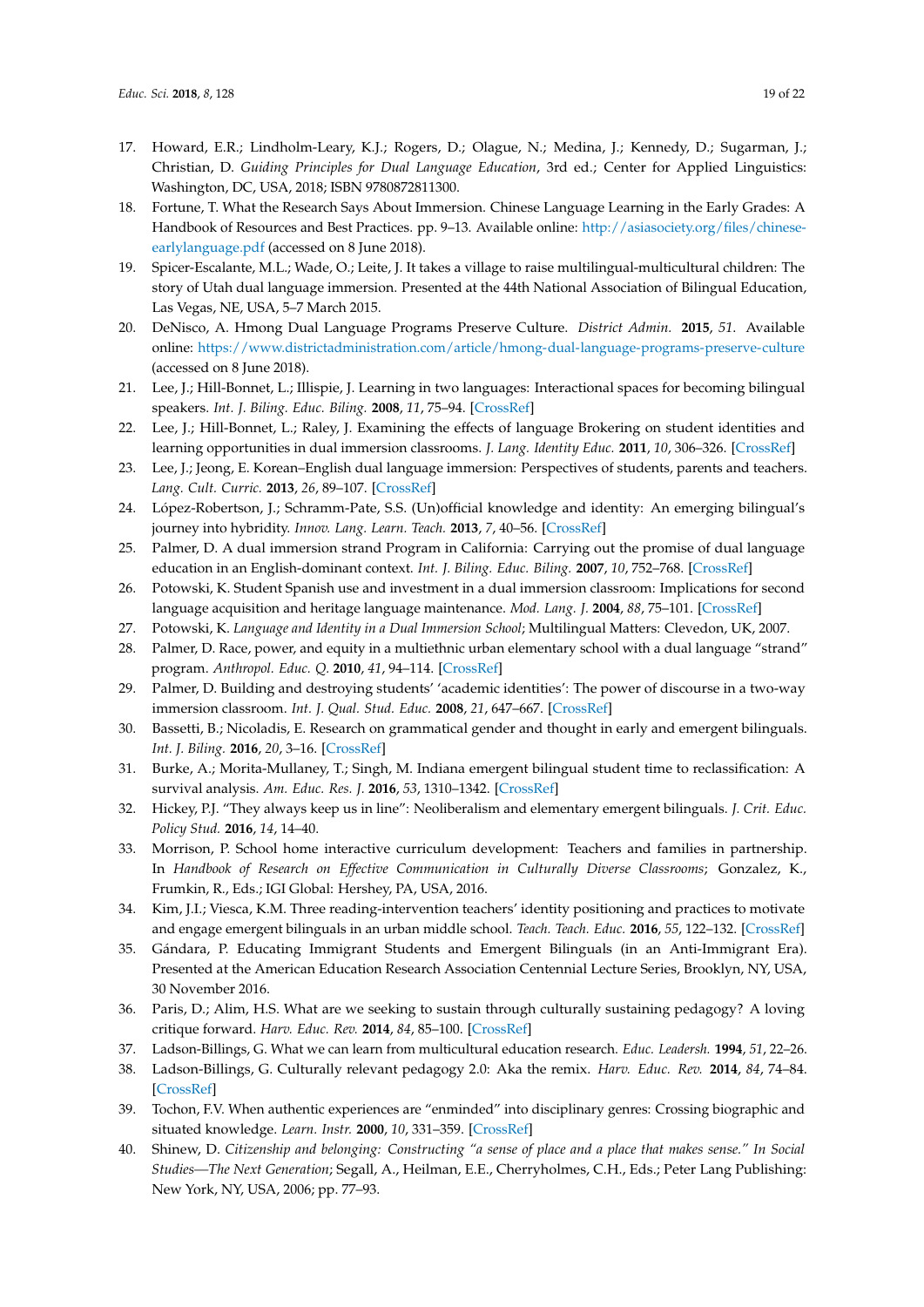17. Howard, E.R.; Lindholm-Leary, K.J.; Rogers, D.; Olague, N.; Medina, J.; Kennedy, D.; Sugarman, J.; Christian, D. *Guiding Principles for Dual Language Education*, 3rd ed.; Center for Applied Linguistics: Washington, DC, USA, 2018; ISBN 9780872811300.
18. Fortune, T. What the Research Says About Immersion. Chinese Language Learning in the Early Grades: A Handbook of Resources and Best Practices. pp. 9–13. Available online: http://asiasociety.org/files/chinese-earlylanguage.pdf (accessed on 8 June 2018).
19. Spicer-Escalante, M.L.; Wade, O.; Leite, J. It takes a village to raise multilingual-multicultural children: The story of Utah dual language immersion. Presented at the 44th National Association of Bilingual Education, Las Vegas, NE, USA, 5–7 March 2015.
20. DeNisco, A. Hmong Dual Language Programs Preserve Culture. *District Admin.* **2015**, *51*. Available online: https://www.districtadministration.com/article/hmong-dual-language-programs-preserve-culture (accessed on 8 June 2018).
21. Lee, J.; Hill-Bonnet, L.; Illispie, J. Learning in two languages: Interactional spaces for becoming bilingual speakers. *Int. J. Biling. Educ. Biling.* **2008**, *11*, 75–94. [CrossRef]
22. Lee, J.; Hill-Bonnet, L.; Raley, J. Examining the effects of language Brokering on student identities and learning opportunities in dual immersion classrooms. *J. Lang. Identity Educ.* **2011**, *10*, 306–326. [CrossRef]
23. Lee, J.; Jeong, E. Korean–English dual language immersion: Perspectives of students, parents and teachers. *Lang. Cult. Curric.* **2013**, *26*, 89–107. [CrossRef]
24. López-Robertson, J.; Schramm-Pate, S.S. (Un)official knowledge and identity: An emerging bilingual's journey into hybridity. *Innov. Lang. Learn. Teach.* **2013**, *7*, 40–56. [CrossRef]
25. Palmer, D. A dual immersion strand Program in California: Carrying out the promise of dual language education in an English-dominant context. *Int. J. Biling. Educ. Biling.* **2007**, *10*, 752–768. [CrossRef]
26. Potowski, K. Student Spanish use and investment in a dual immersion classroom: Implications for second language acquisition and heritage language maintenance. *Mod. Lang. J.* **2004**, *88*, 75–101. [CrossRef]
27. Potowski, K. *Language and Identity in a Dual Immersion School*; Multilingual Matters: Clevedon, UK, 2007.
28. Palmer, D. Race, power, and equity in a multiethnic urban elementary school with a dual language "strand" program. *Anthropol. Educ. Q.* **2010**, *41*, 94–114. [CrossRef]
29. Palmer, D. Building and destroying students' 'academic identities': The power of discourse in a two-way immersion classroom. *Int. J. Qual. Stud. Educ.* **2008**, *21*, 647–667. [CrossRef]
30. Bassetti, B.; Nicoladis, E. Research on grammatical gender and thought in early and emergent bilinguals. *Int. J. Biling.* **2016**, *20*, 3–16. [CrossRef]
31. Burke, A.; Morita-Mullaney, T.; Singh, M. Indiana emergent bilingual student time to reclassification: A survival analysis. *Am. Educ. Res. J.* **2016**, *53*, 1310–1342. [CrossRef]
32. Hickey, P.J. "They always keep us in line": Neoliberalism and elementary emergent bilinguals. *J. Crit. Educ. Policy Stud.* **2016**, *14*, 14–40.
33. Morrison, P. School home interactive curriculum development: Teachers and families in partnership. In *Handbook of Research on Effective Communication in Culturally Diverse Classrooms*; Gonzalez, K., Frumkin, R., Eds.; IGI Global: Hershey, PA, USA, 2016.
34. Kim, J.I.; Viesca, K.M. Three reading-intervention teachers' identity positioning and practices to motivate and engage emergent bilinguals in an urban middle school. *Teach. Teach. Educ.* **2016**, *55*, 122–132. [CrossRef]
35. Gándara, P. Educating Immigrant Students and Emergent Bilinguals (in an Anti-Immigrant Era). Presented at the American Education Research Association Centennial Lecture Series, Brooklyn, NY, USA, 30 November 2016.
36. Paris, D.; Alim, H.S. What are we seeking to sustain through culturally sustaining pedagogy? A loving critique forward. *Harv. Educ. Rev.* **2014**, *84*, 85–100. [CrossRef]
37. Ladson-Billings, G. What we can learn from multicultural education research. *Educ. Leadersh.* **1994**, *51*, 22–26.
38. Ladson-Billings, G. Culturally relevant pedagogy 2.0: Aka the remix. *Harv. Educ. Rev.* **2014**, *84*, 74–84. [CrossRef]
39. Tochon, F.V. When authentic experiences are "enminded" into disciplinary genres: Crossing biographic and situated knowledge. *Learn. Instr.* **2000**, *10*, 331–359. [CrossRef]
40. Shinew, D. *Citizenship and belonging: Constructing "a sense of place and a place that makes sense." In Social Studies—The Next Generation*; Segall, A., Heilman, E.E., Cherryholmes, C.H., Eds.; Peter Lang Publishing: New York, NY, USA, 2006; pp. 77–93.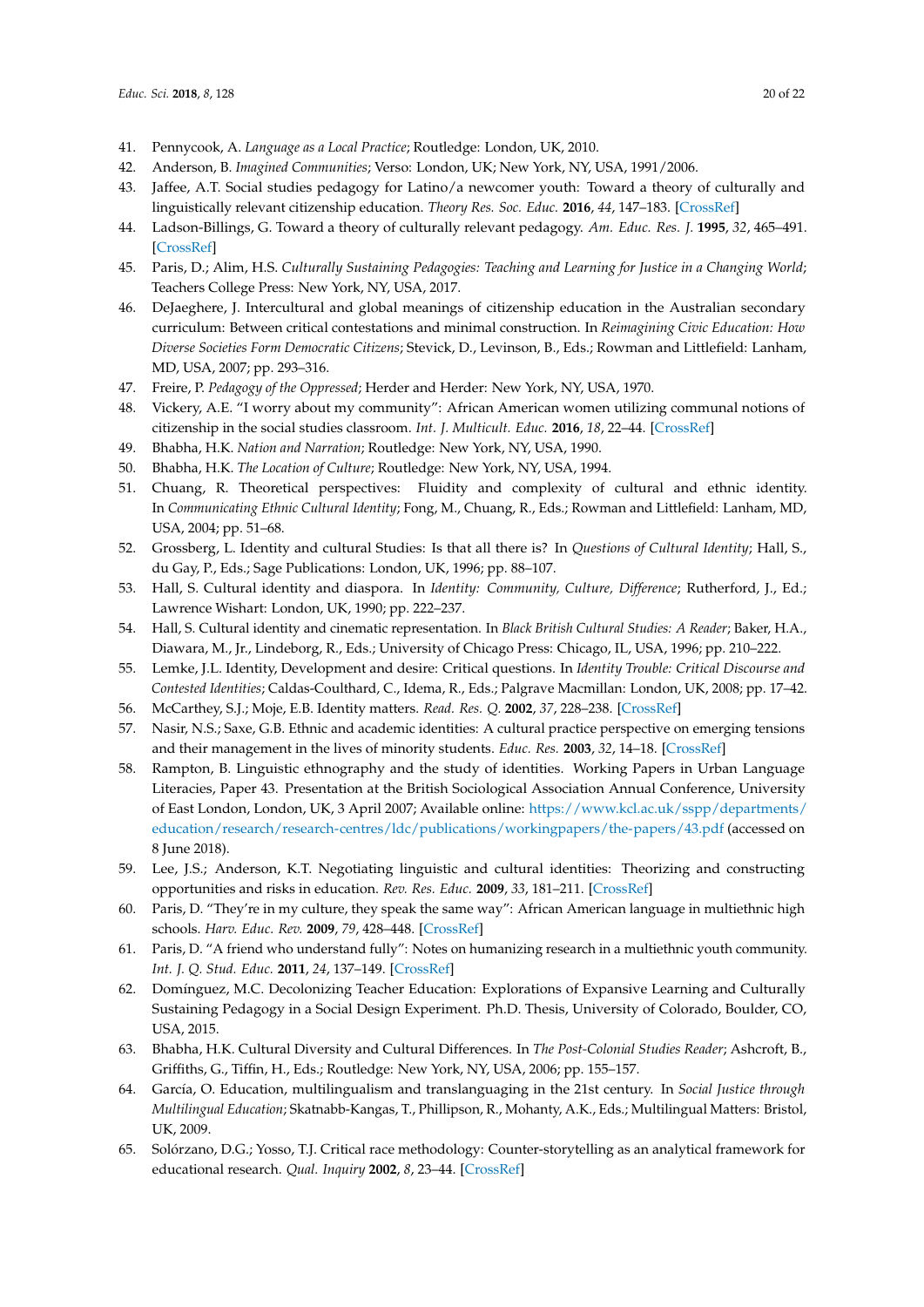41. Pennycook, A. *Language as a Local Practice*; Routledge: London, UK, 2010.
42. Anderson, B. *Imagined Communities*; Verso: London, UK; New York, NY, USA, 1991/2006.
43. Jaffee, A.T. Social studies pedagogy for Latino/a newcomer youth: Toward a theory of culturally and linguistically relevant citizenship education. *Theory Res. Soc. Educ.* **2016**, *44*, 147–183. [CrossRef]
44. Ladson-Billings, G. Toward a theory of culturally relevant pedagogy. *Am. Educ. Res. J.* **1995**, *32*, 465–491. [CrossRef]
45. Paris, D.; Alim, H.S. *Culturally Sustaining Pedagogies: Teaching and Learning for Justice in a Changing World*; Teachers College Press: New York, NY, USA, 2017.
46. DeJaeghere, J. Intercultural and global meanings of citizenship education in the Australian secondary curriculum: Between critical contestations and minimal construction. In *Reimagining Civic Education: How Diverse Societies Form Democratic Citizens*; Stevick, D., Levinson, B., Eds.; Rowman and Littlefield: Lanham, MD, USA, 2007; pp. 293–316.
47. Freire, P. *Pedagogy of the Oppressed*; Herder and Herder: New York, NY, USA, 1970.
48. Vickery, A.E. "I worry about my community": African American women utilizing communal notions of citizenship in the social studies classroom. *Int. J. Multicult. Educ.* **2016**, *18*, 22–44. [CrossRef]
49. Bhabha, H.K. *Nation and Narration*; Routledge: New York, NY, USA, 1990.
50. Bhabha, H.K. *The Location of Culture*; Routledge: New York, NY, USA, 1994.
51. Chuang, R. Theoretical perspectives: Fluidity and complexity of cultural and ethnic identity. In *Communicating Ethnic Cultural Identity*; Fong, M., Chuang, R., Eds.; Rowman and Littlefield: Lanham, MD, USA, 2004; pp. 51–68.
52. Grossberg, L. Identity and cultural Studies: Is that all there is? In *Questions of Cultural Identity*; Hall, S., du Gay, P., Eds.; Sage Publications: London, UK, 1996; pp. 88–107.
53. Hall, S. Cultural identity and diaspora. In *Identity: Community, Culture, Difference*; Rutherford, J., Ed.; Lawrence Wishart: London, UK, 1990; pp. 222–237.
54. Hall, S. Cultural identity and cinematic representation. In *Black British Cultural Studies: A Reader*; Baker, H.A., Diawara, M., Jr., Lindeborg, R., Eds.; University of Chicago Press: Chicago, IL, USA, 1996; pp. 210–222.
55. Lemke, J.L. Identity, Development and desire: Critical questions. In *Identity Trouble: Critical Discourse and Contested Identities*; Caldas-Coulthard, C., Idema, R., Eds.; Palgrave Macmillan: London, UK, 2008; pp. 17–42.
56. McCarthey, S.J.; Moje, E.B. Identity matters. *Read. Res. Q.* **2002**, *37*, 228–238. [CrossRef]
57. Nasir, N.S.; Saxe, G.B. Ethnic and academic identities: A cultural practice perspective on emerging tensions and their management in the lives of minority students. *Educ. Res.* **2003**, *32*, 14–18. [CrossRef]
58. Rampton, B. Linguistic ethnography and the study of identities. Working Papers in Urban Language Literacies, Paper 43. Presentation at the British Sociological Association Annual Conference, University of East London, London, UK, 3 April 2007; Available online: https://www.kcl.ac.uk/sspp/departments/education/research/research-centres/ldc/publications/workingpapers/the-papers/43.pdf (accessed on 8 June 2018).
59. Lee, J.S.; Anderson, K.T. Negotiating linguistic and cultural identities: Theorizing and constructing opportunities and risks in education. *Rev. Res. Educ.* **2009**, *33*, 181–211. [CrossRef]
60. Paris, D. "They're in my culture, they speak the same way": African American language in multiethnic high schools. *Harv. Educ. Rev.* **2009**, *79*, 428–448. [CrossRef]
61. Paris, D. "A friend who understand fully": Notes on humanizing research in a multiethnic youth community. *Int. J. Q. Stud. Educ.* **2011**, *24*, 137–149. [CrossRef]
62. Domínguez, M.C. Decolonizing Teacher Education: Explorations of Expansive Learning and Culturally Sustaining Pedagogy in a Social Design Experiment. Ph.D. Thesis, University of Colorado, Boulder, CO, USA, 2015.
63. Bhabha, H.K. Cultural Diversity and Cultural Differences. In *The Post-Colonial Studies Reader*; Ashcroft, B., Griffiths, G., Tiffin, H., Eds.; Routledge: New York, NY, USA, 2006; pp. 155–157.
64. García, O. Education, multilingualism and translanguaging in the 21st century. In *Social Justice through Multilingual Education*; Skatnabb-Kangas, T., Phillipson, R., Mohanty, A.K., Eds.; Multilingual Matters: Bristol, UK, 2009.
65. Solórzano, D.G.; Yosso, T.J. Critical race methodology: Counter-storytelling as an analytical framework for educational research. *Qual. Inquiry* **2002**, *8*, 23–44. [CrossRef]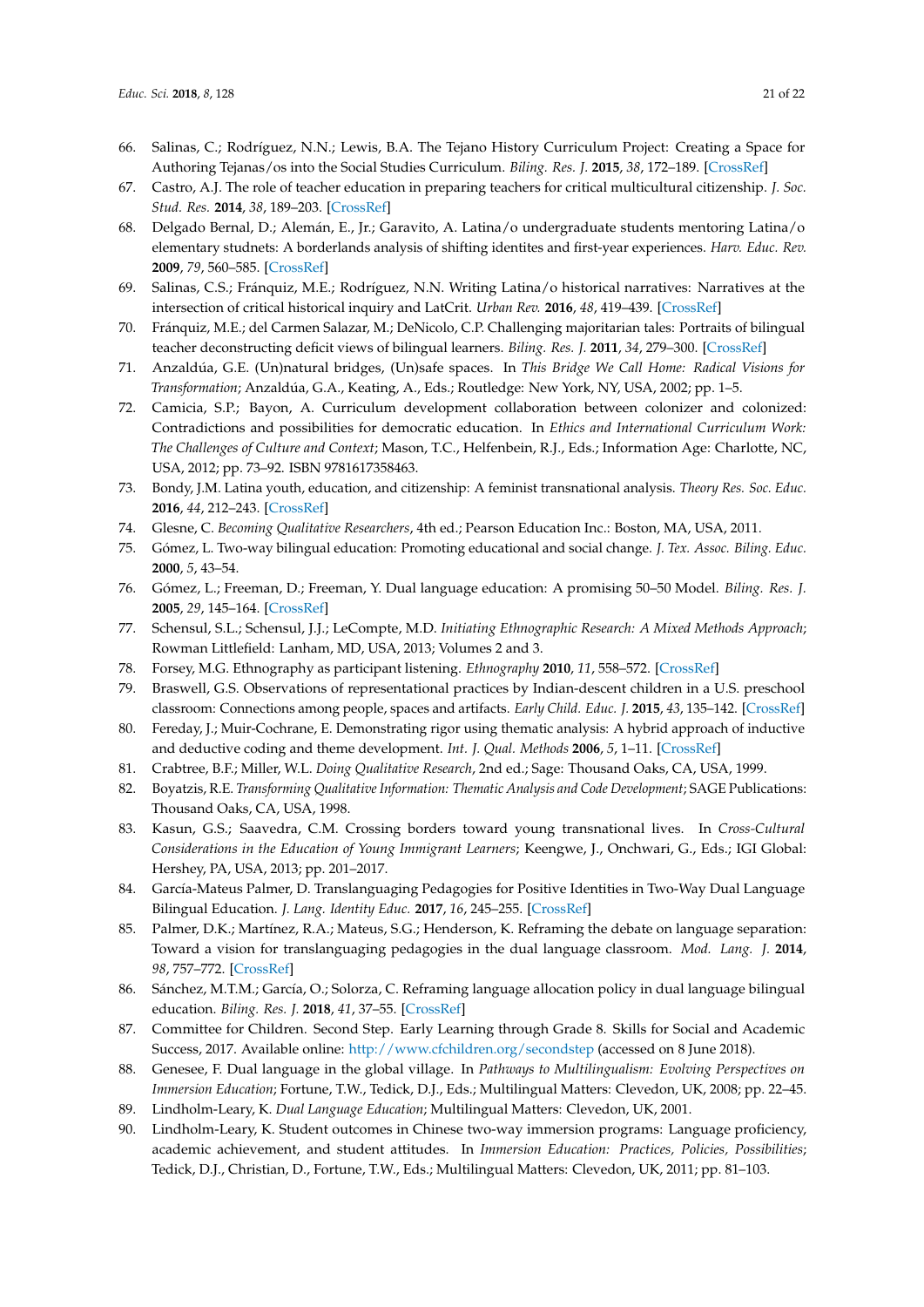66. Salinas, C.; Rodríguez, N.N.; Lewis, B.A. The Tejano History Curriculum Project: Creating a Space for Authoring Tejanas/os into the Social Studies Curriculum. *Biling. Res. J.* **2015**, *38*, 172–189. [CrossRef]
67. Castro, A.J. The role of teacher education in preparing teachers for critical multicultural citizenship. *J. Soc. Stud. Res.* **2014**, *38*, 189–203. [CrossRef]
68. Delgado Bernal, D.; Alemán, E., Jr.; Garavito, A. Latina/o undergraduate students mentoring Latina/o elementary studnets: A borderlands analysis of shifting identites and first-year experiences. *Harv. Educ. Rev.* **2009**, *79*, 560–585. [CrossRef]
69. Salinas, C.S.; Fránquiz, M.E.; Rodríguez, N.N. Writing Latina/o historical narratives: Narratives at the intersection of critical historical inquiry and LatCrit. *Urban Rev.* **2016**, *48*, 419–439. [CrossRef]
70. Fránquiz, M.E.; del Carmen Salazar, M.; DeNicolo, C.P. Challenging majoritarian tales: Portraits of bilingual teacher deconstructing deficit views of bilingual learners. *Biling. Res. J.* **2011**, *34*, 279–300. [CrossRef]
71. Anzaldúa, G.E. (Un)natural bridges, (Un)safe spaces. In *This Bridge We Call Home: Radical Visions for Transformation*; Anzaldúa, G.A., Keating, A., Eds.; Routledge: New York, NY, USA, 2002; pp. 1–5.
72. Camicia, S.P.; Bayon, A. Curriculum development collaboration between colonizer and colonized: Contradictions and possibilities for democratic education. In *Ethics and International Curriculum Work: The Challenges of Culture and Context*; Mason, T.C., Helfenbein, R.J., Eds.; Information Age: Charlotte, NC, USA, 2012; pp. 73–92. ISBN 9781617358463.
73. Bondy, J.M. Latina youth, education, and citizenship: A feminist transnational analysis. *Theory Res. Soc. Educ.* **2016**, *44*, 212–243. [CrossRef]
74. Glesne, C. *Becoming Qualitative Researchers*, 4th ed.; Pearson Education Inc.: Boston, MA, USA, 2011.
75. Gómez, L. Two-way bilingual education: Promoting educational and social change. *J. Tex. Assoc. Biling. Educ.* **2000**, *5*, 43–54.
76. Gómez, L.; Freeman, D.; Freeman, Y. Dual language education: A promising 50–50 Model. *Biling. Res. J.* **2005**, *29*, 145–164. [CrossRef]
77. Schensul, S.L.; Schensul, J.J.; LeCompte, M.D. *Initiating Ethnographic Research: A Mixed Methods Approach*; Rowman Littlefield: Lanham, MD, USA, 2013; Volumes 2 and 3.
78. Forsey, M.G. Ethnography as participant listening. *Ethnography* **2010**, *11*, 558–572. [CrossRef]
79. Braswell, G.S. Observations of representational practices by Indian-descent children in a U.S. preschool classroom: Connections among people, spaces and artifacts. *Early Child. Educ. J.* **2015**, *43*, 135–142. [CrossRef]
80. Fereday, J.; Muir-Cochrane, E. Demonstrating rigor using thematic analysis: A hybrid approach of inductive and deductive coding and theme development. *Int. J. Qual. Methods* **2006**, *5*, 1–11. [CrossRef]
81. Crabtree, B.F.; Miller, W.L. *Doing Qualitative Research*, 2nd ed.; Sage: Thousand Oaks, CA, USA, 1999.
82. Boyatzis, R.E. *Transforming Qualitative Information: Thematic Analysis and Code Development*; SAGE Publications: Thousand Oaks, CA, USA, 1998.
83. Kasun, G.S.; Saavedra, C.M. Crossing borders toward young transnational lives. In *Cross-Cultural Considerations in the Education of Young Immigrant Learners*; Keengwe, J., Onchwari, G., Eds.; IGI Global: Hershey, PA, USA, 2013; pp. 201–2017.
84. García-Mateus Palmer, D. Translanguaging Pedagogies for Positive Identities in Two-Way Dual Language Bilingual Education. *J. Lang. Identity Educ.* **2017**, *16*, 245–255. [CrossRef]
85. Palmer, D.K.; Martínez, R.A.; Mateus, S.G.; Henderson, K. Reframing the debate on language separation: Toward a vision for translanguaging pedagogies in the dual language classroom. *Mod. Lang. J.* **2014**, *98*, 757–772. [CrossRef]
86. Sánchez, M.T.M.; García, O.; Solorza, C. Reframing language allocation policy in dual language bilingual education. *Biling. Res. J.* **2018**, *41*, 37–55. [CrossRef]
87. Committee for Children. Second Step. Early Learning through Grade 8. Skills for Social and Academic Success, 2017. Available online: http://www.cfchildren.org/secondstep (accessed on 8 June 2018).
88. Genesee, F. Dual language in the global village. In *Pathways to Multilingualism: Evolving Perspectives on Immersion Education*; Fortune, T.W., Tedick, D.J., Eds.; Multilingual Matters: Clevedon, UK, 2008; pp. 22–45.
89. Lindholm-Leary, K. *Dual Language Education*; Multilingual Matters: Clevedon, UK, 2001.
90. Lindholm-Leary, K. Student outcomes in Chinese two-way immersion programs: Language proficiency, academic achievement, and student attitudes. In *Immersion Education: Practices, Policies, Possibilities*; Tedick, D.J., Christian, D., Fortune, T.W., Eds.; Multilingual Matters: Clevedon, UK, 2011; pp. 81–103.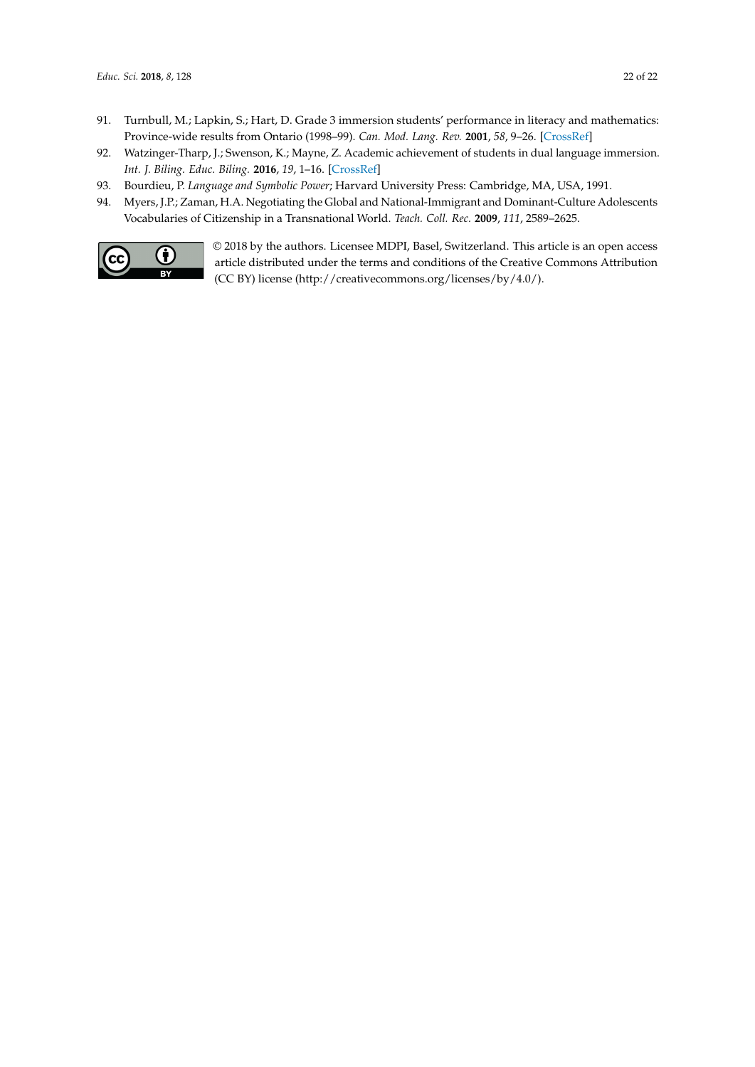91. Turnbull, M.; Lapkin, S.; Hart, D. Grade 3 immersion students' performance in literacy and mathematics: Province-wide results from Ontario (1998–99). *Can. Mod. Lang. Rev.* **2001**, *58*, 9–26. [CrossRef]
92. Watzinger-Tharp, J.; Swenson, K.; Mayne, Z. Academic achievement of students in dual language immersion. *Int. J. Biling. Educ. Biling.* **2016**, *19*, 1–16. [CrossRef]
93. Bourdieu, P. *Language and Symbolic Power*; Harvard University Press: Cambridge, MA, USA, 1991.
94. Myers, J.P.; Zaman, H.A. Negotiating the Global and National-Immigrant and Dominant-Culture Adolescents Vocabularies of Citizenship in a Transnational World. *Teach. Coll. Rec.* **2009**, *111*, 2589–2625.

© 2018 by the authors. Licensee MDPI, Basel, Switzerland. This article is an open access article distributed under the terms and conditions of the Creative Commons Attribution (CC BY) license (http://creativecommons.org/licenses/by/4.0/).